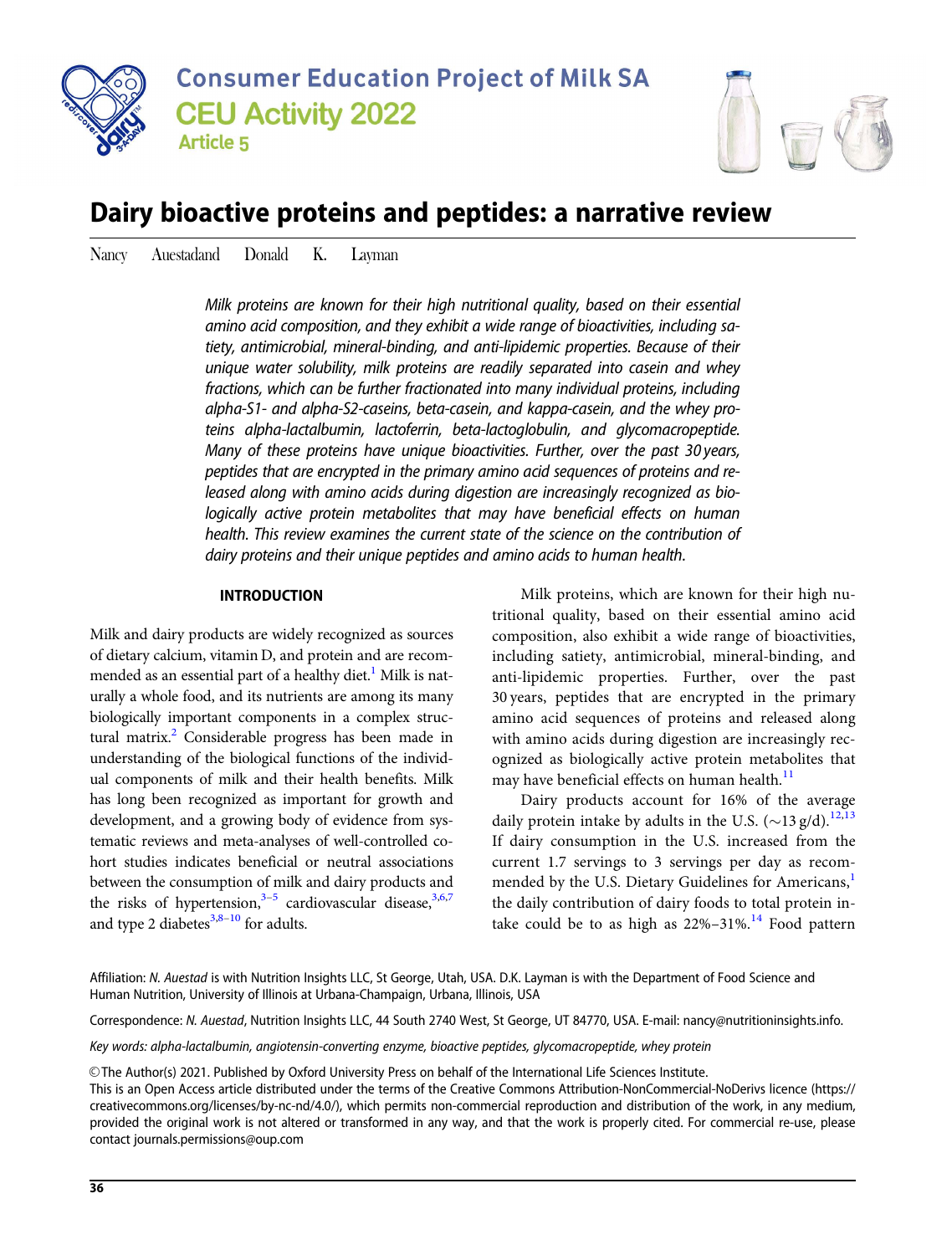Consumer Education Project of Milk SA

CEU Activity 2022

Article 5

# Dairy bioactive proteins and peptides: a narrative review

Nancy Auestad and Donald K. Layman

*Milk proteins are known for their high nutritional quality, based on their essential amino acid composition, and they exhibit a wide range of bioactivities, including satiety, antimicrobial, mineral-binding, and anti-lipidemic properties. Because of their unique water solubility, milk proteins are readily separated into casein and whey fractions, which can be further fractionated into many individual proteins, including alpha-S1- and alpha-S2-caseins, beta-casein, and kappa-casein, and the whey proteins alpha-lactalbumin, lactoferrin, beta-lactoglobulin, and glycomacropeptide. Many of these proteins have unique bioactivities. Further, over the past 30 years, peptides that are encrypted in the primary amino acid sequences of proteins and released along with amino acids during digestion are increasingly recognized as biologically active protein metabolites that may have beneficial effects on human health. This review examines the current state of the science on the contribution of dairy proteins and their unique peptides and amino acids to human health.*

## INTRODUCTION

Milk and dairy products are widely recognized as sources of dietary calcium, vitamin D, and protein and are recommended as an essential part of a healthy diet.[1] Milk is naturally a whole food, and its nutrients are among its many biologically important components in a complex structural matrix.[2] Considerable progress has been made in understanding of the biological functions of the individual components of milk and their health benefits. Milk has long been recognized as important for growth and development, and a growing body of evidence from systematic reviews and meta-analyses of well-controlled cohort studies indicates beneficial or neutral associations between the consumption of milk and dairy products and the risks of hypertension,[3–5] cardiovascular disease,[3,6,7] and type 2 diabetes[3,8–10] for adults.

Milk proteins, which are known for their high nutritional quality, based on their essential amino acid composition, also exhibit a wide range of bioactivities, including satiety, antimicrobial, mineral-binding, and anti-lipidemic properties. Further, over the past 30 years, peptides that are encrypted in the primary amino acid sequences of proteins and released along with amino acids during digestion are increasingly recognized as biologically active protein metabolites that may have beneficial effects on human health.[11]

Dairy products account for 16% of the average daily protein intake by adults in the U.S. (~13 g/d).[12,13] If dairy consumption in the U.S. increased from the current 1.7 servings to 3 servings per day as recommended by the U.S. Dietary Guidelines for Americans,[1] the daily contribution of dairy foods to total protein intake could be to as high as 22%–31%.[14] Food pattern

Affiliation: *N. Auestad* is with Nutrition Insights LLC, St George, Utah, USA. D.K. Layman is with the Department of Food Science and Human Nutrition, University of Illinois at Urbana-Champaign, Urbana, Illinois, USA

Correspondence: *N. Auestad*, Nutrition Insights LLC, 44 South 2740 West, St George, UT 84770, USA. E-mail: nancy@nutritioninsights.info.

*Key words: alpha-lactalbumin, angiotensin-converting enzyme, bioactive peptides, glycomacropeptide, whey protein*

© The Author(s) 2021. Published by Oxford University Press on behalf of the International Life Sciences Institute.
This is an Open Access article distributed under the terms of the Creative Commons Attribution-NonCommercial-NoDerivs licence (https://creativecommons.org/licenses/by-nc-nd/4.0/), which permits non-commercial reproduction and distribution of the work, in any medium, provided the original work is not altered or transformed in any way, and that the work is properly cited. For commercial re-use, please contact journals.permissions@oup.com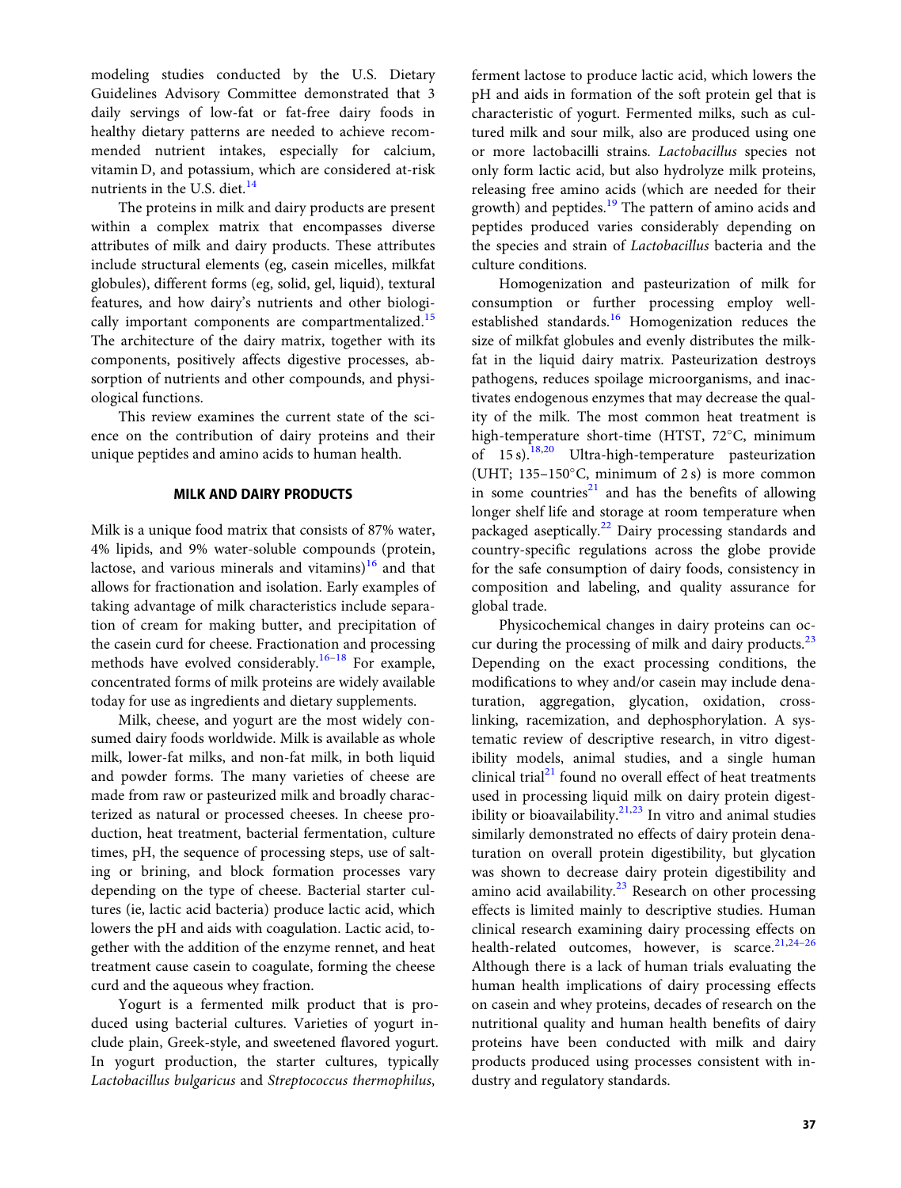modeling studies conducted by the U.S. Dietary Guidelines Advisory Committee demonstrated that 3 daily servings of low-fat or fat-free dairy foods in healthy dietary patterns are needed to achieve recommended nutrient intakes, especially for calcium, vitamin D, and potassium, which are considered at-risk nutrients in the U.S. diet.[14]

The proteins in milk and dairy products are present within a complex matrix that encompasses diverse attributes of milk and dairy products. These attributes include structural elements (eg, casein micelles, milkfat globules), different forms (eg, solid, gel, liquid), textural features, and how dairy's nutrients and other biologically important components are compartmentalized.[15] The architecture of the dairy matrix, together with its components, positively affects digestive processes, absorption of nutrients and other compounds, and physiological functions.

This review examines the current state of the science on the contribution of dairy proteins and their unique peptides and amino acids to human health.

## MILK AND DAIRY PRODUCTS

Milk is a unique food matrix that consists of 87% water, 4% lipids, and 9% water-soluble compounds (protein, lactose, and various minerals and vitamins)[16] and that allows for fractionation and isolation. Early examples of taking advantage of milk characteristics include separation of cream for making butter, and precipitation of the casein curd for cheese. Fractionation and processing methods have evolved considerably.[16–18] For example, concentrated forms of milk proteins are widely available today for use as ingredients and dietary supplements.

Milk, cheese, and yogurt are the most widely consumed dairy foods worldwide. Milk is available as whole milk, lower-fat milks, and non-fat milk, in both liquid and powder forms. The many varieties of cheese are made from raw or pasteurized milk and broadly characterized as natural or processed cheeses. In cheese production, heat treatment, bacterial fermentation, culture times, pH, the sequence of processing steps, use of salting or brining, and block formation processes vary depending on the type of cheese. Bacterial starter cultures (ie, lactic acid bacteria) produce lactic acid, which lowers the pH and aids with coagulation. Lactic acid, together with the addition of the enzyme rennet, and heat treatment cause casein to coagulate, forming the cheese curd and the aqueous whey fraction.

Yogurt is a fermented milk product that is produced using bacterial cultures. Varieties of yogurt include plain, Greek-style, and sweetened flavored yogurt. In yogurt production, the starter cultures, typically *Lactobacillus bulgaricus* and *Streptococcus thermophilus*, ferment lactose to produce lactic acid, which lowers the pH and aids in formation of the soft protein gel that is characteristic of yogurt. Fermented milks, such as cultured milk and sour milk, also are produced using one or more lactobacilli strains. *Lactobacillus* species not only form lactic acid, but also hydrolyze milk proteins, releasing free amino acids (which are needed for their growth) and peptides.[19] The pattern of amino acids and peptides produced varies considerably depending on the species and strain of *Lactobacillus* bacteria and the culture conditions.

Homogenization and pasteurization of milk for consumption or further processing employ well-established standards.[16] Homogenization reduces the size of milkfat globules and evenly distributes the milkfat in the liquid dairy matrix. Pasteurization destroys pathogens, reduces spoilage microorganisms, and inactivates endogenous enzymes that may decrease the quality of the milk. The most common heat treatment is high-temperature short-time (HTST, 72°C, minimum of 15 s).[18,20] Ultra-high-temperature pasteurization (UHT; 135–150°C, minimum of 2 s) is more common in some countries[21] and has the benefits of allowing longer shelf life and storage at room temperature when packaged aseptically.[22] Dairy processing standards and country-specific regulations across the globe provide for the safe consumption of dairy foods, consistency in composition and labeling, and quality assurance for global trade.

Physicochemical changes in dairy proteins can occur during the processing of milk and dairy products.[23] Depending on the exact processing conditions, the modifications to whey and/or casein may include denaturation, aggregation, glycation, oxidation, cross-linking, racemization, and dephosphorylation. A systematic review of descriptive research, in vitro digestibility models, animal studies, and a single human clinical trial[21] found no overall effect of heat treatments used in processing liquid milk on dairy protein digestibility or bioavailability.[21,23] In vitro and animal studies similarly demonstrated no effects of dairy protein denaturation on overall protein digestibility, but glycation was shown to decrease dairy protein digestibility and amino acid availability.[23] Research on other processing effects is limited mainly to descriptive studies. Human clinical research examining dairy processing effects on health-related outcomes, however, is scarce.[21,24–26] Although there is a lack of human trials evaluating the human health implications of dairy processing effects on casein and whey proteins, decades of research on the nutritional quality and human health benefits of dairy proteins have been conducted with milk and dairy products produced using processes consistent with industry and regulatory standards.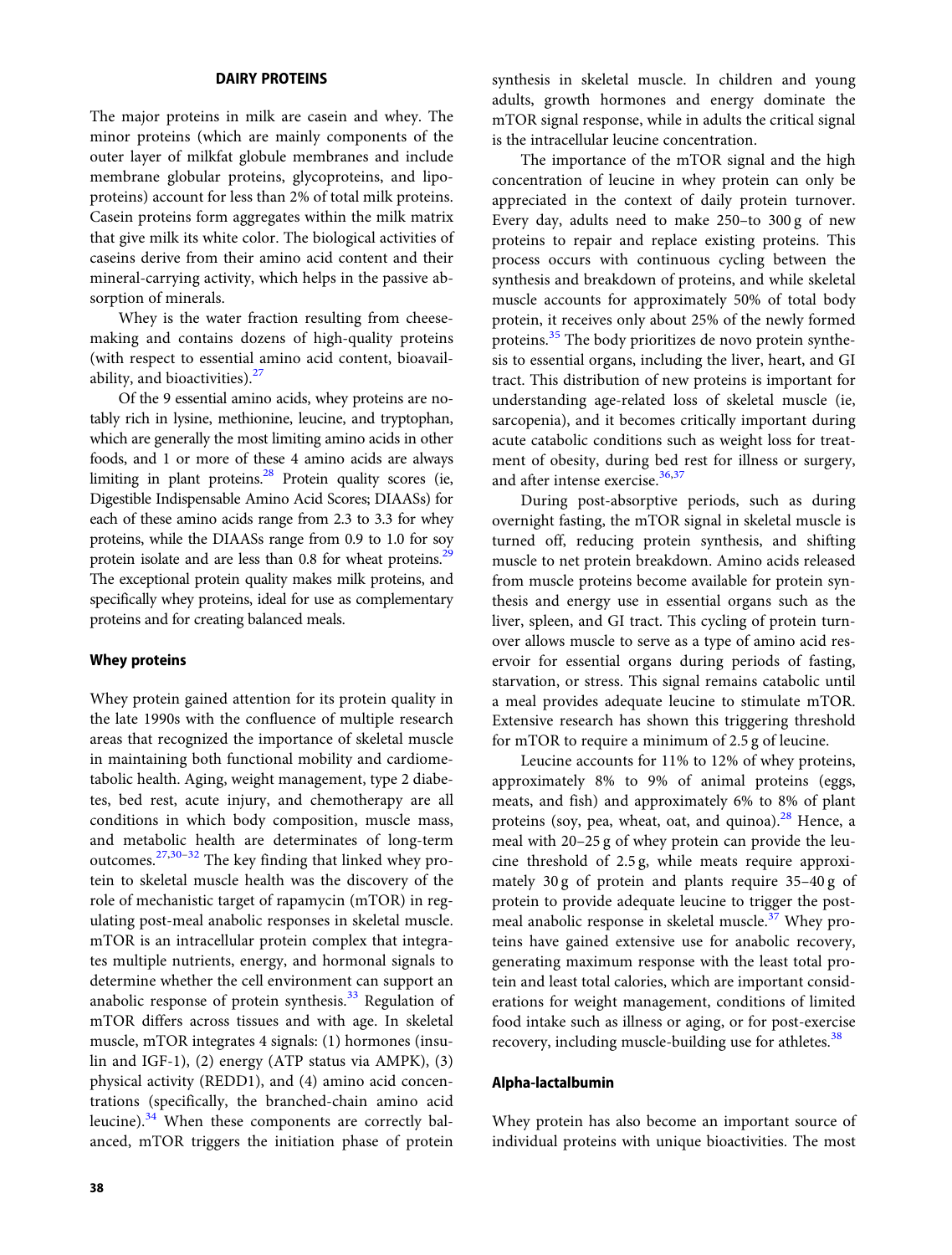## DAIRY PROTEINS

The major proteins in milk are casein and whey. The minor proteins (which are mainly components of the outer layer of milkfat globule membranes and include membrane globular proteins, glycoproteins, and lipoproteins) account for less than 2% of total milk proteins. Casein proteins form aggregates within the milk matrix that give milk its white color. The biological activities of caseins derive from their amino acid content and their mineral-carrying activity, which helps in the passive absorption of minerals.

Whey is the water fraction resulting from cheesemaking and contains dozens of high-quality proteins (with respect to essential amino acid content, bioavailability, and bioactivities).[27]

Of the 9 essential amino acids, whey proteins are notably rich in lysine, methionine, leucine, and tryptophan, which are generally the most limiting amino acids in other foods, and 1 or more of these 4 amino acids are always limiting in plant proteins.[28] Protein quality scores (ie, Digestible Indispensable Amino Acid Scores; DIAASs) for each of these amino acids range from 2.3 to 3.3 for whey proteins, while the DIAASs range from 0.9 to 1.0 for soy protein isolate and are less than 0.8 for wheat proteins.[29] The exceptional protein quality makes milk proteins, and specifically whey proteins, ideal for use as complementary proteins and for creating balanced meals.

### Whey proteins

Whey protein gained attention for its protein quality in the late 1990s with the confluence of multiple research areas that recognized the importance of skeletal muscle in maintaining both functional mobility and cardiometabolic health. Aging, weight management, type 2 diabetes, bed rest, acute injury, and chemotherapy are all conditions in which body composition, muscle mass, and metabolic health are determinates of long-term outcomes.[27,30–32] The key finding that linked whey protein to skeletal muscle health was the discovery of the role of mechanistic target of rapamycin (mTOR) in regulating post-meal anabolic responses in skeletal muscle. mTOR is an intracellular protein complex that integrates multiple nutrients, energy, and hormonal signals to determine whether the cell environment can support an anabolic response of protein synthesis.[33] Regulation of mTOR differs across tissues and with age. In skeletal muscle, mTOR integrates 4 signals: (1) hormones (insulin and IGF-1), (2) energy (ATP status via AMPK), (3) physical activity (REDD1), and (4) amino acid concentrations (specifically, the branched-chain amino acid leucine).[34] When these components are correctly balanced, mTOR triggers the initiation phase of protein synthesis in skeletal muscle. In children and young adults, growth hormones and energy dominate the mTOR signal response, while in adults the critical signal is the intracellular leucine concentration.

The importance of the mTOR signal and the high concentration of leucine in whey protein can only be appreciated in the context of daily protein turnover. Every day, adults need to make 250–to 300 g of new proteins to repair and replace existing proteins. This process occurs with continuous cycling between the synthesis and breakdown of proteins, and while skeletal muscle accounts for approximately 50% of total body protein, it receives only about 25% of the newly formed proteins.[35] The body prioritizes de novo protein synthesis to essential organs, including the liver, heart, and GI tract. This distribution of new proteins is important for understanding age-related loss of skeletal muscle (ie, sarcopenia), and it becomes critically important during acute catabolic conditions such as weight loss for treatment of obesity, during bed rest for illness or surgery, and after intense exercise.[36,37]

During post-absorptive periods, such as during overnight fasting, the mTOR signal in skeletal muscle is turned off, reducing protein synthesis, and shifting muscle to net protein breakdown. Amino acids released from muscle proteins become available for protein synthesis and energy use in essential organs such as the liver, spleen, and GI tract. This cycling of protein turnover allows muscle to serve as a type of amino acid reservoir for essential organs during periods of fasting, starvation, or stress. This signal remains catabolic until a meal provides adequate leucine to stimulate mTOR. Extensive research has shown this triggering threshold for mTOR to require a minimum of 2.5 g of leucine.

Leucine accounts for 11% to 12% of whey proteins, approximately 8% to 9% of animal proteins (eggs, meats, and fish) and approximately 6% to 8% of plant proteins (soy, pea, wheat, oat, and quinoa).[28] Hence, a meal with 20–25 g of whey protein can provide the leucine threshold of 2.5 g, while meats require approximately 30 g of protein and plants require 35–40 g of protein to provide adequate leucine to trigger the post-meal anabolic response in skeletal muscle.[37] Whey proteins have gained extensive use for anabolic recovery, generating maximum response with the least total protein and least total calories, which are important considerations for weight management, conditions of limited food intake such as illness or aging, or for post-exercise recovery, including muscle-building use for athletes.[38]

### Alpha-lactalbumin

Whey protein has also become an important source of individual proteins with unique bioactivities. The most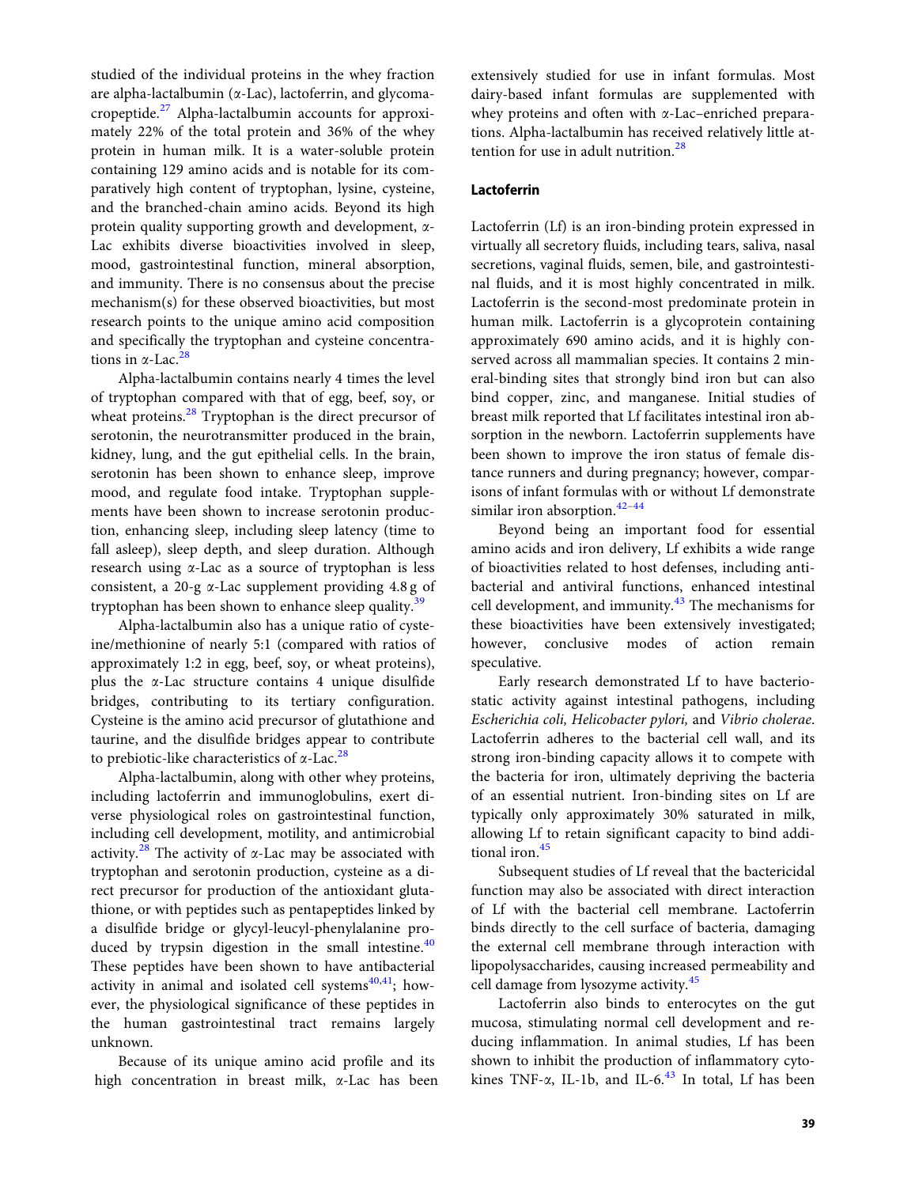studied of the individual proteins in the whey fraction are alpha-lactalbumin (α-Lac), lactoferrin, and glycomacropeptide.[27] Alpha-lactalbumin accounts for approximately 22% of the total protein and 36% of the whey protein in human milk. It is a water-soluble protein containing 129 amino acids and is notable for its comparatively high content of tryptophan, lysine, cysteine, and the branched-chain amino acids. Beyond its high protein quality supporting growth and development, α-Lac exhibits diverse bioactivities involved in sleep, mood, gastrointestinal function, mineral absorption, and immunity. There is no consensus about the precise mechanism(s) for these observed bioactivities, but most research points to the unique amino acid composition and specifically the tryptophan and cysteine concentrations in α-Lac.[28]

Alpha-lactalbumin contains nearly 4 times the level of tryptophan compared with that of egg, beef, soy, or wheat proteins.[28] Tryptophan is the direct precursor of serotonin, the neurotransmitter produced in the brain, kidney, lung, and the gut epithelial cells. In the brain, serotonin has been shown to enhance sleep, improve mood, and regulate food intake. Tryptophan supplements have been shown to increase serotonin production, enhancing sleep, including sleep latency (time to fall asleep), sleep depth, and sleep duration. Although research using α-Lac as a source of tryptophan is less consistent, a 20-g α-Lac supplement providing 4.8 g of tryptophan has been shown to enhance sleep quality.[39]

Alpha-lactalbumin also has a unique ratio of cysteine/methionine of nearly 5:1 (compared with ratios of approximately 1:2 in egg, beef, soy, or wheat proteins), plus the α-Lac structure contains 4 unique disulfide bridges, contributing to its tertiary configuration. Cysteine is the amino acid precursor of glutathione and taurine, and the disulfide bridges appear to contribute to prebiotic-like characteristics of α-Lac.[28]

Alpha-lactalbumin, along with other whey proteins, including lactoferrin and immunoglobulins, exert diverse physiological roles on gastrointestinal function, including cell development, motility, and antimicrobial activity.[28] The activity of α-Lac may be associated with tryptophan and serotonin production, cysteine as a direct precursor for production of the antioxidant glutathione, or with peptides such as pentapeptides linked by a disulfide bridge or glycyl-leucyl-phenylalanine produced by trypsin digestion in the small intestine.[40] These peptides have been shown to have antibacterial activity in animal and isolated cell systems[40,41]; however, the physiological significance of these peptides in the human gastrointestinal tract remains largely unknown.

Because of its unique amino acid profile and its high concentration in breast milk, α-Lac has been extensively studied for use in infant formulas. Most dairy-based infant formulas are supplemented with whey proteins and often with α-Lac–enriched preparations. Alpha-lactalbumin has received relatively little attention for use in adult nutrition.[28]

## Lactoferrin

Lactoferrin (Lf) is an iron-binding protein expressed in virtually all secretory fluids, including tears, saliva, nasal secretions, vaginal fluids, semen, bile, and gastrointestinal fluids, and it is most highly concentrated in milk. Lactoferrin is the second-most predominate protein in human milk. Lactoferrin is a glycoprotein containing approximately 690 amino acids, and it is highly conserved across all mammalian species. It contains 2 mineral-binding sites that strongly bind iron but can also bind copper, zinc, and manganese. Initial studies of breast milk reported that Lf facilitates intestinal iron absorption in the newborn. Lactoferrin supplements have been shown to improve the iron status of female distance runners and during pregnancy; however, comparisons of infant formulas with or without Lf demonstrate similar iron absorption.[42–44]

Beyond being an important food for essential amino acids and iron delivery, Lf exhibits a wide range of bioactivities related to host defenses, including antibacterial and antiviral functions, enhanced intestinal cell development, and immunity.[43] The mechanisms for these bioactivities have been extensively investigated; however, conclusive modes of action remain speculative.

Early research demonstrated Lf to have bacteriostatic activity against intestinal pathogens, including *Escherichia coli, Helicobacter pylori,* and *Vibrio cholerae*. Lactoferrin adheres to the bacterial cell wall, and its strong iron-binding capacity allows it to compete with the bacteria for iron, ultimately depriving the bacteria of an essential nutrient. Iron-binding sites on Lf are typically only approximately 30% saturated in milk, allowing Lf to retain significant capacity to bind additional iron.[45]

Subsequent studies of Lf reveal that the bactericidal function may also be associated with direct interaction of Lf with the bacterial cell membrane. Lactoferrin binds directly to the cell surface of bacteria, damaging the external cell membrane through interaction with lipopolysaccharides, causing increased permeability and cell damage from lysozyme activity.[45]

Lactoferrin also binds to enterocytes on the gut mucosa, stimulating normal cell development and reducing inflammation. In animal studies, Lf has been shown to inhibit the production of inflammatory cytokines TNF-α, IL-1b, and IL-6.[43] In total, Lf has been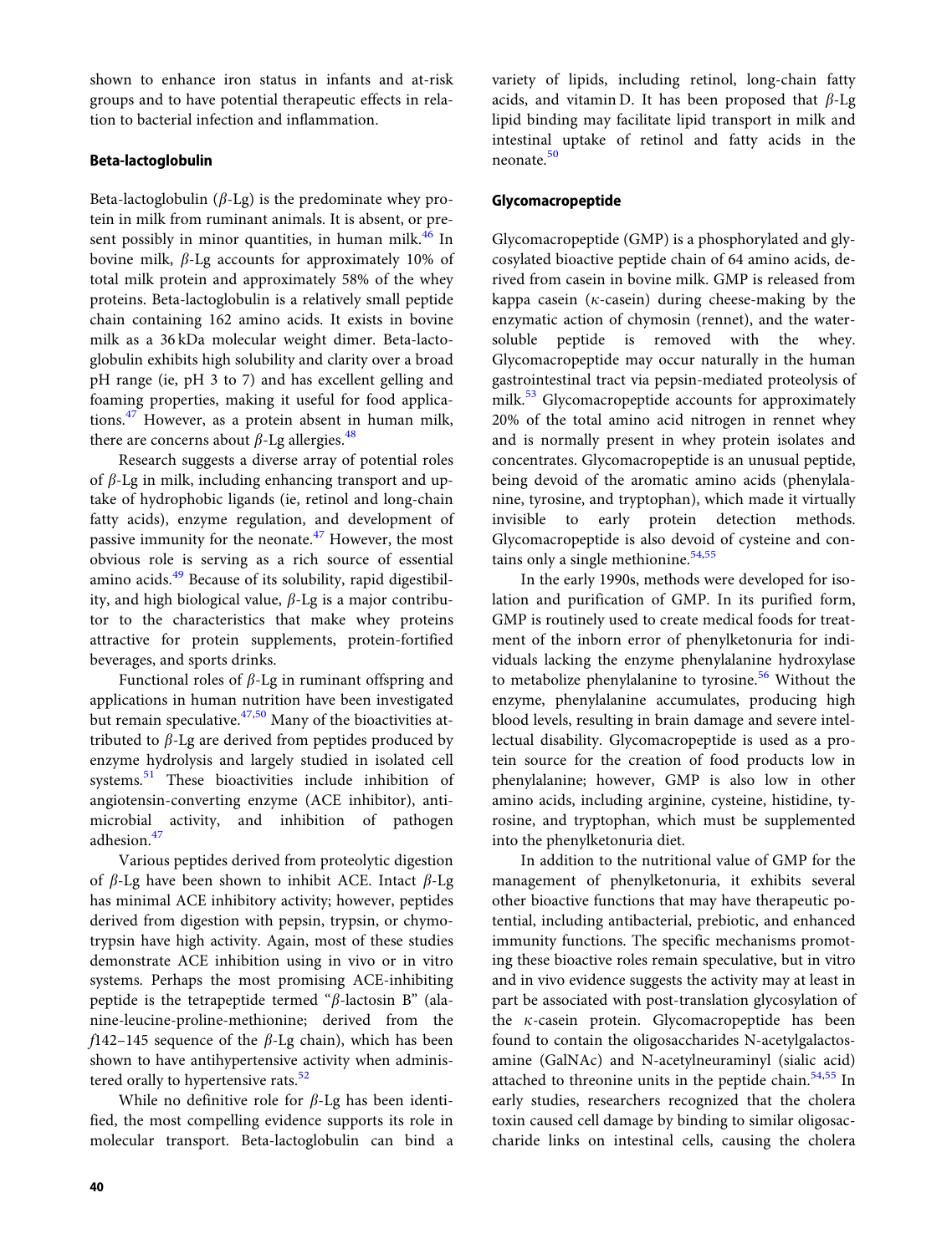shown to enhance iron status in infants and at-risk groups and to have potential therapeutic effects in relation to bacterial infection and inflammation.

### Beta-lactoglobulin

Beta-lactoglobulin (*β*-Lg) is the predominate whey protein in milk from ruminant animals. It is absent, or present possibly in minor quantities, in human milk.[46] In bovine milk, *β*-Lg accounts for approximately 10% of total milk protein and approximately 58% of the whey proteins. Beta-lactoglobulin is a relatively small peptide chain containing 162 amino acids. It exists in bovine milk as a 36 kDa molecular weight dimer. Beta-lactoglobulin exhibits high solubility and clarity over a broad pH range (ie, pH 3 to 7) and has excellent gelling and foaming properties, making it useful for food applications.[47] However, as a protein absent in human milk, there are concerns about *β*-Lg allergies.[48]

Research suggests a diverse array of potential roles of *β*-Lg in milk, including enhancing transport and uptake of hydrophobic ligands (ie, retinol and long-chain fatty acids), enzyme regulation, and development of passive immunity for the neonate.[47] However, the most obvious role is serving as a rich source of essential amino acids.[49] Because of its solubility, rapid digestibility, and high biological value, *β*-Lg is a major contributor to the characteristics that make whey proteins attractive for protein supplements, protein-fortified beverages, and sports drinks.

Functional roles of *β*-Lg in ruminant offspring and applications in human nutrition have been investigated but remain speculative.[47,50] Many of the bioactivities attributed to *β*-Lg are derived from peptides produced by enzyme hydrolysis and largely studied in isolated cell systems.[51] These bioactivities include inhibition of angiotensin-converting enzyme (ACE inhibitor), antimicrobial activity, and inhibition of pathogen adhesion.[47]

Various peptides derived from proteolytic digestion of *β*-Lg have been shown to inhibit ACE. Intact *β*-Lg has minimal ACE inhibitory activity; however, peptides derived from digestion with pepsin, trypsin, or chymotrypsin have high activity. Again, most of these studies demonstrate ACE inhibition using in vivo or in vitro systems. Perhaps the most promising ACE-inhibiting peptide is the tetrapeptide termed "*β*-lactosin B" (alanine-leucine-proline-methionine; derived from the *f*142–145 sequence of the *β*-Lg chain), which has been shown to have antihypertensive activity when administered orally to hypertensive rats.[52]

While no definitive role for *β*-Lg has been identified, the most compelling evidence supports its role in molecular transport. Beta-lactoglobulin can bind a variety of lipids, including retinol, long-chain fatty acids, and vitamin D. It has been proposed that *β*-Lg lipid binding may facilitate lipid transport in milk and intestinal uptake of retinol and fatty acids in the neonate.[50]

### Glycomacropeptide

Glycomacropeptide (GMP) is a phosphorylated and glycosylated bioactive peptide chain of 64 amino acids, derived from casein in bovine milk. GMP is released from kappa casein (*κ*-casein) during cheese-making by the enzymatic action of chymosin (rennet), and the water-soluble peptide is removed with the whey. Glycomacropeptide may occur naturally in the human gastrointestinal tract via pepsin-mediated proteolysis of milk.[53] Glycomacropeptide accounts for approximately 20% of the total amino acid nitrogen in rennet whey and is normally present in whey protein isolates and concentrates. Glycomacropeptide is an unusual peptide, being devoid of the aromatic amino acids (phenylalanine, tyrosine, and tryptophan), which made it virtually invisible to early protein detection methods. Glycomacropeptide is also devoid of cysteine and contains only a single methionine.[54,55]

In the early 1990s, methods were developed for isolation and purification of GMP. In its purified form, GMP is routinely used to create medical foods for treatment of the inborn error of phenylketonuria for individuals lacking the enzyme phenylalanine hydroxylase to metabolize phenylalanine to tyrosine.[56] Without the enzyme, phenylalanine accumulates, producing high blood levels, resulting in brain damage and severe intellectual disability. Glycomacropeptide is used as a protein source for the creation of food products low in phenylalanine; however, GMP is also low in other amino acids, including arginine, cysteine, histidine, tyrosine, and tryptophan, which must be supplemented into the phenylketonuria diet.

In addition to the nutritional value of GMP for the management of phenylketonuria, it exhibits several other bioactive functions that may have therapeutic potential, including antibacterial, prebiotic, and enhanced immunity functions. The specific mechanisms promoting these bioactive roles remain speculative, but in vitro and in vivo evidence suggests the activity may at least in part be associated with post-translation glycosylation of the *κ*-casein protein. Glycomacropeptide has been found to contain the oligosaccharides N-acetylgalactosamine (GalNAc) and N-acetylneuraminyl (sialic acid) attached to threonine units in the peptide chain.[54,55] In early studies, researchers recognized that the cholera toxin caused cell damage by binding to similar oligosaccharide links on intestinal cells, causing the cholera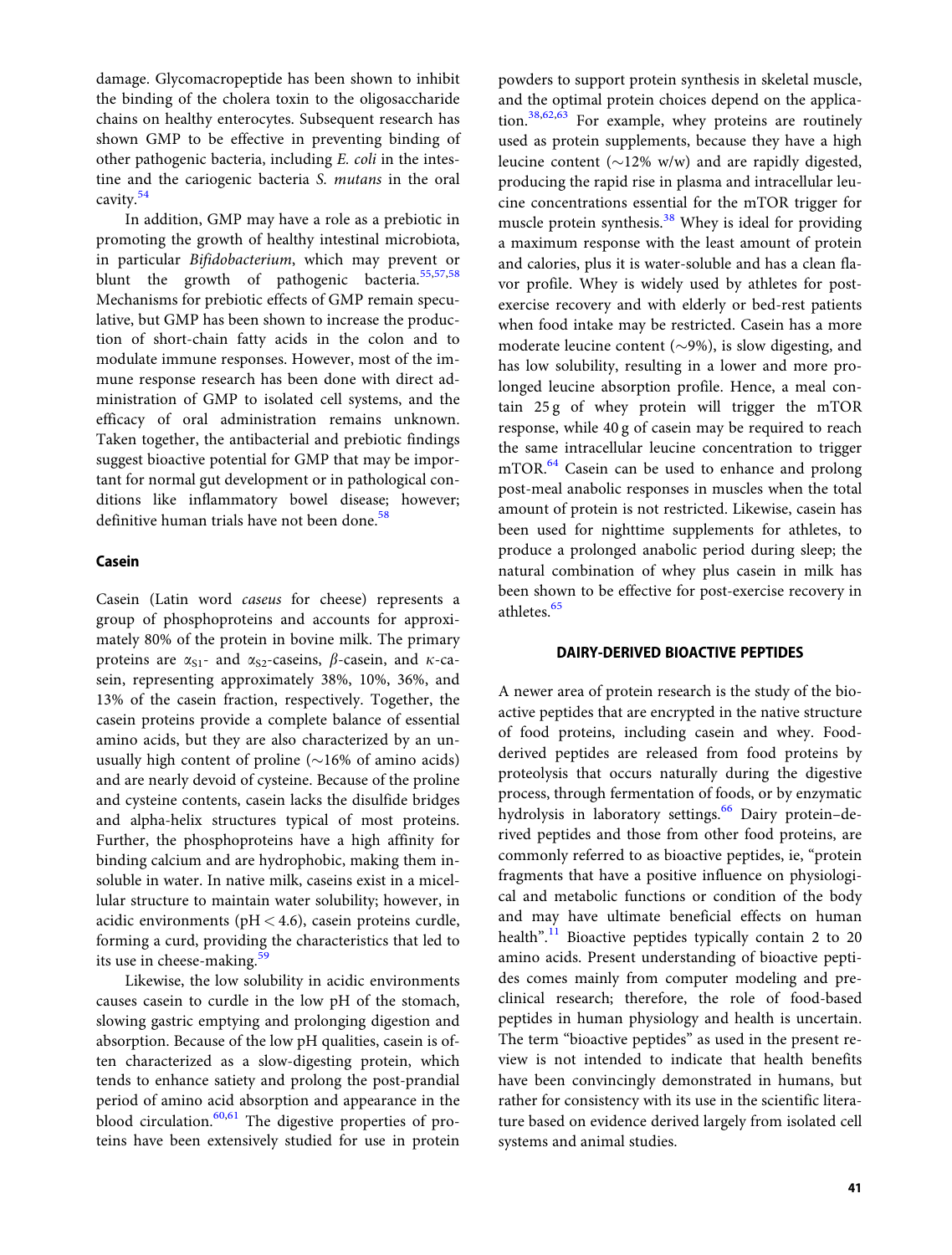damage. Glycomacropeptide has been shown to inhibit the binding of the cholera toxin to the oligosaccharide chains on healthy enterocytes. Subsequent research has shown GMP to be effective in preventing binding of other pathogenic bacteria, including *E. coli* in the intestine and the cariogenic bacteria *S. mutans* in the oral cavity.[54]

In addition, GMP may have a role as a prebiotic in promoting the growth of healthy intestinal microbiota, in particular *Bifidobacterium*, which may prevent or blunt the growth of pathogenic bacteria.[55,57,58] Mechanisms for prebiotic effects of GMP remain speculative, but GMP has been shown to increase the production of short-chain fatty acids in the colon and to modulate immune responses. However, most of the immune response research has been done with direct administration of GMP to isolated cell systems, and the efficacy of oral administration remains unknown. Taken together, the antibacterial and prebiotic findings suggest bioactive potential for GMP that may be important for normal gut development or in pathological conditions like inflammatory bowel disease; however; definitive human trials have not been done.[58]

### Casein

Casein (Latin word *caseus* for cheese) represents a group of phosphoproteins and accounts for approximately 80% of the protein in bovine milk. The primary proteins are $\alpha_{S1}$- and $\alpha_{S2}$-caseins, $\beta$-casein, and $\kappa$-casein, representing approximately 38%, 10%, 36%, and 13% of the casein fraction, respectively. Together, the casein proteins provide a complete balance of essential amino acids, but they are also characterized by an unusually high content of proline (~16% of amino acids) and are nearly devoid of cysteine. Because of the proline and cysteine contents, casein lacks the disulfide bridges and alpha-helix structures typical of most proteins. Further, the phosphoproteins have a high affinity for binding calcium and are hydrophobic, making them insoluble in water. In native milk, caseins exist in a micellular structure to maintain water solubility; however, in acidic environments ($pH < 4.6$), casein proteins curdle, forming a curd, providing the characteristics that led to its use in cheese-making.[59]

Likewise, the low solubility in acidic environments causes casein to curdle in the low pH of the stomach, slowing gastric emptying and prolonging digestion and absorption. Because of the low pH qualities, casein is often characterized as a slow-digesting protein, which tends to enhance satiety and prolong the post-prandial period of amino acid absorption and appearance in the blood circulation.[60,61] The digestive properties of proteins have been extensively studied for use in protein powders to support protein synthesis in skeletal muscle, and the optimal protein choices depend on the application.[38,62,63] For example, whey proteins are routinely used as protein supplements, because they have a high leucine content (~12% w/w) and are rapidly digested, producing the rapid rise in plasma and intracellular leucine concentrations essential for the mTOR trigger for muscle protein synthesis.[38] Whey is ideal for providing a maximum response with the least amount of protein and calories, plus it is water-soluble and has a clean flavor profile. Whey is widely used by athletes for post-exercise recovery and with elderly or bed-rest patients when food intake may be restricted. Casein has a more moderate leucine content (~9%), is slow digesting, and has low solubility, resulting in a lower and more prolonged leucine absorption profile. Hence, a meal contain 25 g of whey protein will trigger the mTOR response, while 40 g of casein may be required to reach the same intracellular leucine concentration to trigger mTOR.[64] Casein can be used to enhance and prolong post-meal anabolic responses in muscles when the total amount of protein is not restricted. Likewise, casein has been used for nighttime supplements for athletes, to produce a prolonged anabolic period during sleep; the natural combination of whey plus casein in milk has been shown to be effective for post-exercise recovery in athletes.[65]

## DAIRY-DERIVED BIOACTIVE PEPTIDES

A newer area of protein research is the study of the bioactive peptides that are encrypted in the native structure of food proteins, including casein and whey. Food-derived peptides are released from food proteins by proteolysis that occurs naturally during the digestive process, through fermentation of foods, or by enzymatic hydrolysis in laboratory settings.[66] Dairy protein–derived peptides and those from other food proteins, are commonly referred to as bioactive peptides, ie, "protein fragments that have a positive influence on physiological and metabolic functions or condition of the body and may have ultimate beneficial effects on human health".[11] Bioactive peptides typically contain 2 to 20 amino acids. Present understanding of bioactive peptides comes mainly from computer modeling and preclinical research; therefore, the role of food-based peptides in human physiology and health is uncertain. The term "bioactive peptides" as used in the present review is not intended to indicate that health benefits have been convincingly demonstrated in humans, but rather for consistency with its use in the scientific literature based on evidence derived largely from isolated cell systems and animal studies.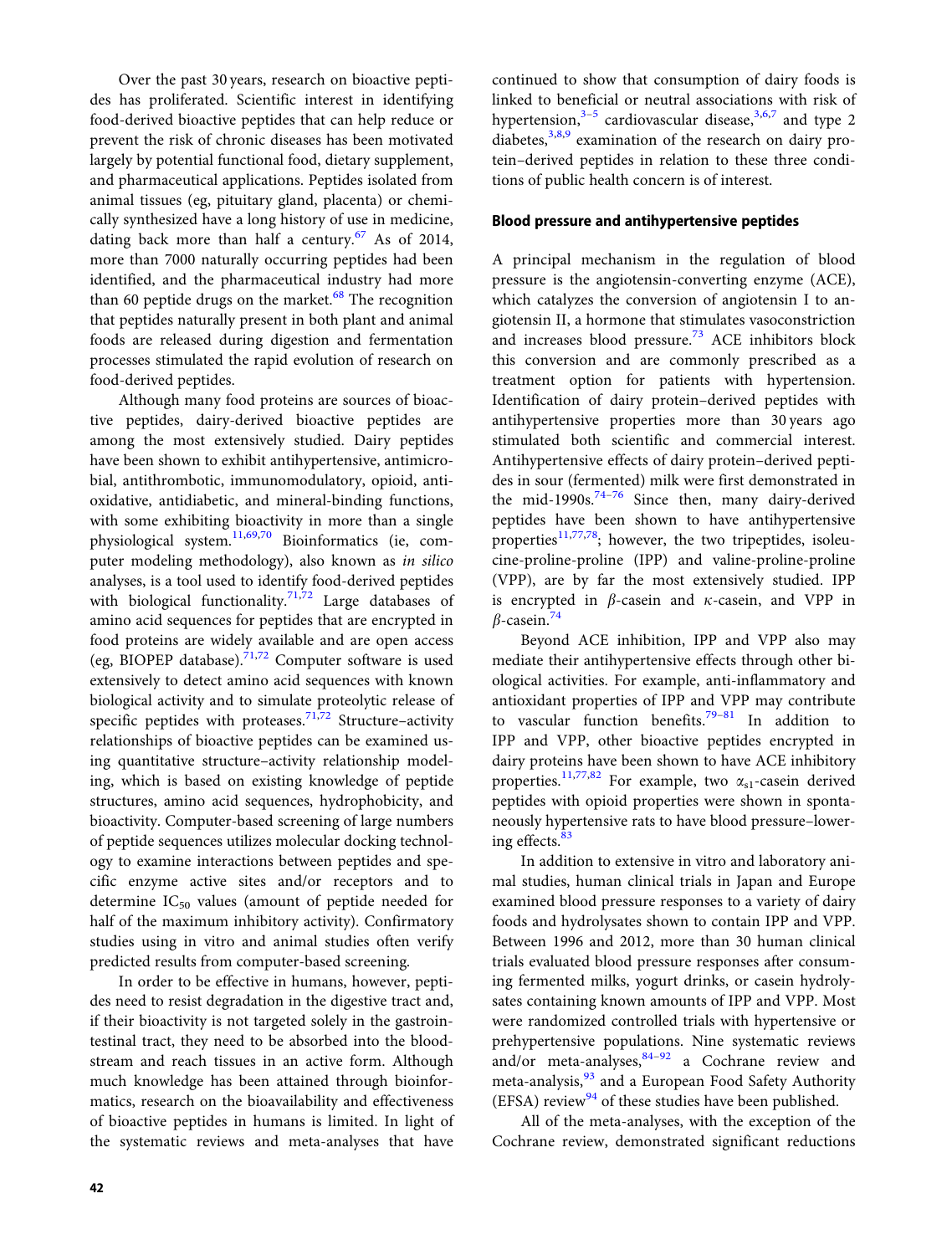Over the past 30 years, research on bioactive peptides has proliferated. Scientific interest in identifying food-derived bioactive peptides that can help reduce or prevent the risk of chronic diseases has been motivated largely by potential functional food, dietary supplement, and pharmaceutical applications. Peptides isolated from animal tissues (eg, pituitary gland, placenta) or chemically synthesized have a long history of use in medicine, dating back more than half a century.[67] As of 2014, more than 7000 naturally occurring peptides had been identified, and the pharmaceutical industry had more than 60 peptide drugs on the market.[68] The recognition that peptides naturally present in both plant and animal foods are released during digestion and fermentation processes stimulated the rapid evolution of research on food-derived peptides.

Although many food proteins are sources of bioactive peptides, dairy-derived bioactive peptides are among the most extensively studied. Dairy peptides have been shown to exhibit antihypertensive, antimicrobial, antithrombotic, immunomodulatory, opioid, antioxidative, antidiabetic, and mineral-binding functions, with some exhibiting bioactivity in more than a single physiological system.[11,69,70] Bioinformatics (ie, computer modeling methodology), also known as *in silico* analyses, is a tool used to identify food-derived peptides with biological functionality.[71,72] Large databases of amino acid sequences for peptides that are encrypted in food proteins are widely available and are open access (eg, BIOPEP database).[71,72] Computer software is used extensively to detect amino acid sequences with known biological activity and to simulate proteolytic release of specific peptides with proteases.[71,72] Structure–activity relationships of bioactive peptides can be examined using quantitative structure–activity relationship modeling, which is based on existing knowledge of peptide structures, amino acid sequences, hydrophobicity, and bioactivity. Computer-based screening of large numbers of peptide sequences utilizes molecular docking technology to examine interactions between peptides and specific enzyme active sites and/or receptors and to determine $IC_{50}$ values (amount of peptide needed for half of the maximum inhibitory activity). Confirmatory studies using in vitro and animal studies often verify predicted results from computer-based screening.

In order to be effective in humans, however, peptides need to resist degradation in the digestive tract and, if their bioactivity is not targeted solely in the gastrointestinal tract, they need to be absorbed into the bloodstream and reach tissues in an active form. Although much knowledge has been attained through bioinformatics, research on the bioavailability and effectiveness of bioactive peptides in humans is limited. In light of the systematic reviews and meta-analyses that have continued to show that consumption of dairy foods is linked to beneficial or neutral associations with risk of hypertension,[3–5] cardiovascular disease,[3,6,7] and type 2 diabetes,[3,8,9] examination of the research on dairy protein–derived peptides in relation to these three conditions of public health concern is of interest.

## Blood pressure and antihypertensive peptides

A principal mechanism in the regulation of blood pressure is the angiotensin-converting enzyme (ACE), which catalyzes the conversion of angiotensin I to angiotensin II, a hormone that stimulates vasoconstriction and increases blood pressure.[73] ACE inhibitors block this conversion and are commonly prescribed as a treatment option for patients with hypertension. Identification of dairy protein–derived peptides with antihypertensive properties more than 30 years ago stimulated both scientific and commercial interest. Antihypertensive effects of dairy protein–derived peptides in sour (fermented) milk were first demonstrated in the mid-1990s.[74–76] Since then, many dairy-derived peptides have been shown to have antihypertensive properties[11,77,78]; however, the two tripeptides, isoleucine-proline-proline (IPP) and valine-proline-proline (VPP), are by far the most extensively studied. IPP is encrypted in $\beta$-casein and $\kappa$-casein, and VPP in $\beta$-casein.[74]

Beyond ACE inhibition, IPP and VPP also may mediate their antihypertensive effects through other biological activities. For example, anti-inflammatory and antioxidant properties of IPP and VPP may contribute to vascular function benefits.[79–81] In addition to IPP and VPP, other bioactive peptides encrypted in dairy proteins have been shown to have ACE inhibitory properties.[11,77,82] For example, two $\alpha_{s1}$-casein derived peptides with opioid properties were shown in spontaneously hypertensive rats to have blood pressure–lowering effects.[83]

In addition to extensive in vitro and laboratory animal studies, human clinical trials in Japan and Europe examined blood pressure responses to a variety of dairy foods and hydrolysates shown to contain IPP and VPP. Between 1996 and 2012, more than 30 human clinical trials evaluated blood pressure responses after consuming fermented milks, yogurt drinks, or casein hydrolysates containing known amounts of IPP and VPP. Most were randomized controlled trials with hypertensive or prehypertensive populations. Nine systematic reviews and/or meta-analyses,[84–92] a Cochrane review and meta-analysis,[93] and a European Food Safety Authority (EFSA) review[94] of these studies have been published.

All of the meta-analyses, with the exception of the Cochrane review, demonstrated significant reductions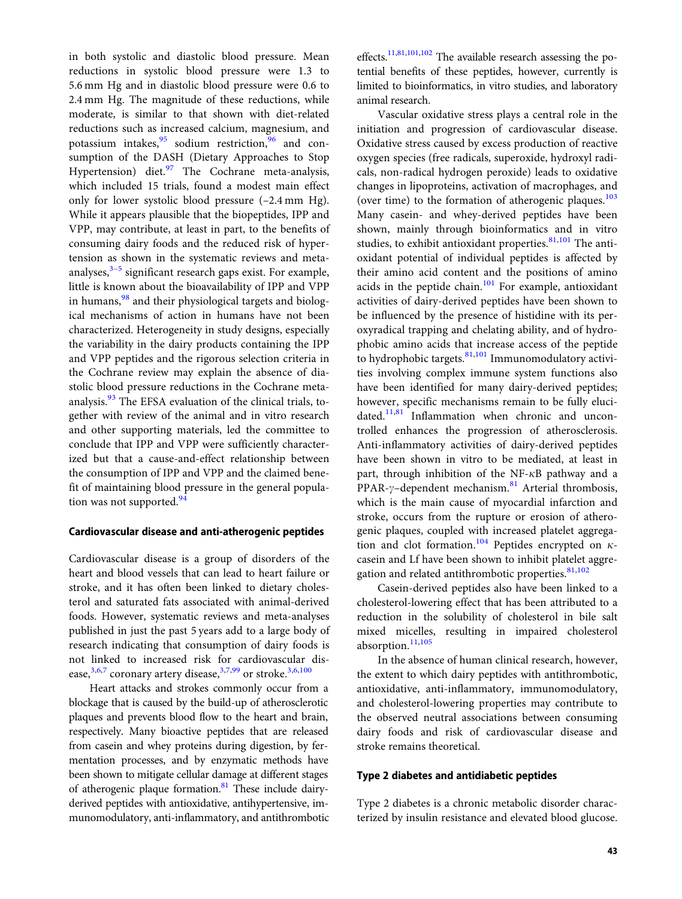in both systolic and diastolic blood pressure. Mean reductions in systolic blood pressure were 1.3 to 5.6 mm Hg and in diastolic blood pressure were 0.6 to 2.4 mm Hg. The magnitude of these reductions, while moderate, is similar to that shown with diet-related reductions such as increased calcium, magnesium, and potassium intakes,[95] sodium restriction,[96] and consumption of the DASH (Dietary Approaches to Stop Hypertension) diet.[97] The Cochrane meta-analysis, which included 15 trials, found a modest main effect only for lower systolic blood pressure (–2.4 mm Hg). While it appears plausible that the biopeptides, IPP and VPP, may contribute, at least in part, to the benefits of consuming dairy foods and the reduced risk of hypertension as shown in the systematic reviews and meta-analyses,[3–5] significant research gaps exist. For example, little is known about the bioavailability of IPP and VPP in humans,[98] and their physiological targets and biological mechanisms of action in humans have not been characterized. Heterogeneity in study designs, especially the variability in the dairy products containing the IPP and VPP peptides and the rigorous selection criteria in the Cochrane review may explain the absence of diastolic blood pressure reductions in the Cochrane meta-analysis.[93] The EFSA evaluation of the clinical trials, together with review of the animal and in vitro research and other supporting materials, led the committee to conclude that IPP and VPP were sufficiently characterized but that a cause-and-effect relationship between the consumption of IPP and VPP and the claimed benefit of maintaining blood pressure in the general population was not supported.[94]

### Cardiovascular disease and anti-atherogenic peptides

Cardiovascular disease is a group of disorders of the heart and blood vessels that can lead to heart failure or stroke, and it has often been linked to dietary cholesterol and saturated fats associated with animal-derived foods. However, systematic reviews and meta-analyses published in just the past 5 years add to a large body of research indicating that consumption of dairy foods is not linked to increased risk for cardiovascular disease,[3,6,7] coronary artery disease,[3,7,99] or stroke.[3,6,100]

Heart attacks and strokes commonly occur from a blockage that is caused by the build-up of atherosclerotic plaques and prevents blood flow to the heart and brain, respectively. Many bioactive peptides that are released from casein and whey proteins during digestion, by fermentation processes, and by enzymatic methods have been shown to mitigate cellular damage at different stages of atherogenic plaque formation.[81] These include dairy-derived peptides with antioxidative, antihypertensive, immunomodulatory, anti-inflammatory, and antithrombotic effects.[11,81,101,102] The available research assessing the potential benefits of these peptides, however, currently is limited to bioinformatics, in vitro studies, and laboratory animal research.

Vascular oxidative stress plays a central role in the initiation and progression of cardiovascular disease. Oxidative stress caused by excess production of reactive oxygen species (free radicals, superoxide, hydroxyl radicals, non-radical hydrogen peroxide) leads to oxidative changes in lipoproteins, activation of macrophages, and (over time) to the formation of atherogenic plaques.[103] Many casein- and whey-derived peptides have been shown, mainly through bioinformatics and in vitro studies, to exhibit antioxidant properties.[81,101] The antioxidant potential of individual peptides is affected by their amino acid content and the positions of amino acids in the peptide chain.[101] For example, antioxidant activities of dairy-derived peptides have been shown to be influenced by the presence of histidine with its peroxyradical trapping and chelating ability, and of hydrophobic amino acids that increase access of the peptide to hydrophobic targets.[81,101] Immunomodulatory activities involving complex immune system functions also have been identified for many dairy-derived peptides; however, specific mechanisms remain to be fully elucidated.[11,81] Inflammation when chronic and uncontrolled enhances the progression of atherosclerosis. Anti-inflammatory activities of dairy-derived peptides have been shown in vitro to be mediated, at least in part, through inhibition of the NF-$\kappa$B pathway and a PPAR-$\gamma$–dependent mechanism.[81] Arterial thrombosis, which is the main cause of myocardial infarction and stroke, occurs from the rupture or erosion of atherogenic plaques, coupled with increased platelet aggregation and clot formation.[104] Peptides encrypted on $\kappa$-casein and Lf have been shown to inhibit platelet aggregation and related antithrombotic properties.[81,102]

Casein-derived peptides also have been linked to a cholesterol-lowering effect that has been attributed to a reduction in the solubility of cholesterol in bile salt mixed micelles, resulting in impaired cholesterol absorption.[11,105]

In the absence of human clinical research, however, the extent to which dairy peptides with antithrombotic, antioxidative, anti-inflammatory, immunomodulatory, and cholesterol-lowering properties may contribute to the observed neutral associations between consuming dairy foods and risk of cardiovascular disease and stroke remains theoretical.

### Type 2 diabetes and antidiabetic peptides

Type 2 diabetes is a chronic metabolic disorder characterized by insulin resistance and elevated blood glucose.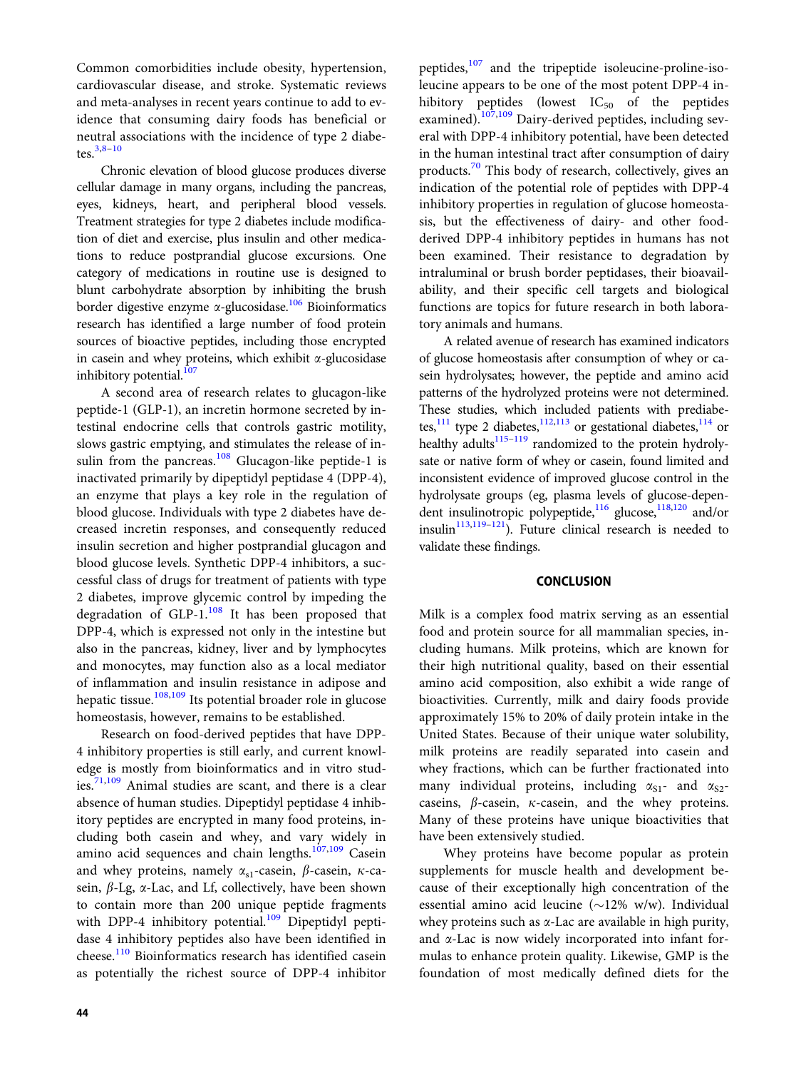Common comorbidities include obesity, hypertension, cardiovascular disease, and stroke. Systematic reviews and meta-analyses in recent years continue to add to evidence that consuming dairy foods has beneficial or neutral associations with the incidence of type 2 diabetes.[3,8–10]

Chronic elevation of blood glucose produces diverse cellular damage in many organs, including the pancreas, eyes, kidneys, heart, and peripheral blood vessels. Treatment strategies for type 2 diabetes include modification of diet and exercise, plus insulin and other medications to reduce postprandial glucose excursions. One category of medications in routine use is designed to blunt carbohydrate absorption by inhibiting the brush border digestive enzyme α-glucosidase.[106] Bioinformatics research has identified a large number of food protein sources of bioactive peptides, including those encrypted in casein and whey proteins, which exhibit α-glucosidase inhibitory potential.[107]

A second area of research relates to glucagon-like peptide-1 (GLP-1), an incretin hormone secreted by intestinal endocrine cells that controls gastric motility, slows gastric emptying, and stimulates the release of insulin from the pancreas.[108] Glucagon-like peptide-1 is inactivated primarily by dipeptidyl peptidase 4 (DPP-4), an enzyme that plays a key role in the regulation of blood glucose. Individuals with type 2 diabetes have decreased incretin responses, and consequently reduced insulin secretion and higher postprandial glucagon and blood glucose levels. Synthetic DPP-4 inhibitors, a successful class of drugs for treatment of patients with type 2 diabetes, improve glycemic control by impeding the degradation of GLP-1.[108] It has been proposed that DPP-4, which is expressed not only in the intestine but also in the pancreas, kidney, liver and by lymphocytes and monocytes, may function also as a local mediator of inflammation and insulin resistance in adipose and hepatic tissue.[108,109] Its potential broader role in glucose homeostasis, however, remains to be established.

Research on food-derived peptides that have DPP-4 inhibitory properties is still early, and current knowledge is mostly from bioinformatics and in vitro studies.[71,109] Animal studies are scant, and there is a clear absence of human studies. Dipeptidyl peptidase 4 inhibitory peptides are encrypted in many food proteins, including both casein and whey, and vary widely in amino acid sequences and chain lengths.[107,109] Casein and whey proteins, namely $\alpha_{s1}$-casein, β-casein, κ-casein, β-Lg, α-Lac, and Lf, collectively, have been shown to contain more than 200 unique peptide fragments with DPP-4 inhibitory potential.[109] Dipeptidyl peptidase 4 inhibitory peptides also have been identified in cheese.[110] Bioinformatics research has identified casein as potentially the richest source of DPP-4 inhibitor peptides,[107] and the tripeptide isoleucine-proline-isoleucine appears to be one of the most potent DPP-4 inhibitory peptides (lowest $IC_{50}$ of the peptides examined).[107,109] Dairy-derived peptides, including several with DPP-4 inhibitory potential, have been detected in the human intestinal tract after consumption of dairy products.[70] This body of research, collectively, gives an indication of the potential role of peptides with DPP-4 inhibitory properties in regulation of glucose homeostasis, but the effectiveness of dairy- and other food-derived DPP-4 inhibitory peptides in humans has not been examined. Their resistance to degradation by intraluminal or brush border peptidases, their bioavailability, and their specific cell targets and biological functions are topics for future research in both laboratory animals and humans.

A related avenue of research has examined indicators of glucose homeostasis after consumption of whey or casein hydrolysates; however, the peptide and amino acid patterns of the hydrolyzed proteins were not determined. These studies, which included patients with prediabetes,[111] type 2 diabetes,[112,113] or gestational diabetes,[114] or healthy adults[115–119] randomized to the protein hydrolysate or native form of whey or casein, found limited and inconsistent evidence of improved glucose control in the hydrolysate groups (eg, plasma levels of glucose-dependent insulinotropic polypeptide,[116] glucose,[118,120] and/or insulin[113,119–121]). Future clinical research is needed to validate these findings.

## CONCLUSION

Milk is a complex food matrix serving as an essential food and protein source for all mammalian species, including humans. Milk proteins, which are known for their high nutritional quality, based on their essential amino acid composition, also exhibit a wide range of bioactivities. Currently, milk and dairy foods provide approximately 15% to 20% of daily protein intake in the United States. Because of their unique water solubility, milk proteins are readily separated into casein and whey fractions, which can be further fractionated into many individual proteins, including $\alpha_{S1}$- and $\alpha_{S2}$-caseins, β-casein, κ-casein, and the whey proteins. Many of these proteins have unique bioactivities that have been extensively studied.

Whey proteins have become popular as protein supplements for muscle health and development because of their exceptionally high concentration of the essential amino acid leucine (~12% w/w). Individual whey proteins such as α-Lac are available in high purity, and α-Lac is now widely incorporated into infant formulas to enhance protein quality. Likewise, GMP is the foundation of most medically defined diets for the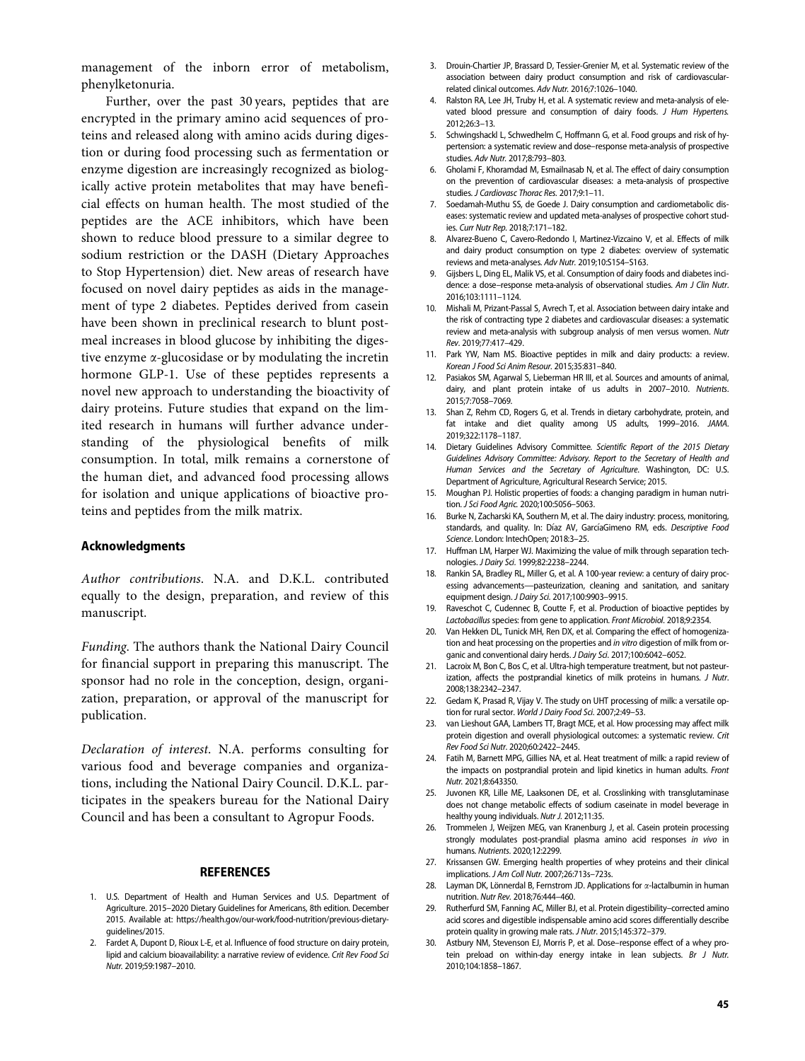management of the inborn error of metabolism, phenylketonuria.

Further, over the past 30 years, peptides that are encrypted in the primary amino acid sequences of proteins and released along with amino acids during digestion or during food processing such as fermentation or enzyme digestion are increasingly recognized as biologically active protein metabolites that may have beneficial effects on human health. The most studied of the peptides are the ACE inhibitors, which have been shown to reduce blood pressure to a similar degree to sodium restriction or the DASH (Dietary Approaches to Stop Hypertension) diet. New areas of research have focused on novel dairy peptides as aids in the management of type 2 diabetes. Peptides derived from casein have been shown in preclinical research to blunt post-meal increases in blood glucose by inhibiting the digestive enzyme $\alpha$-glucosidase or by modulating the incretin hormone GLP-1. Use of these peptides represents a novel new approach to understanding the bioactivity of dairy proteins. Future studies that expand on the limited research in humans will further advance understanding of the physiological benefits of milk consumption. In total, milk remains a cornerstone of the human diet, and advanced food processing allows for isolation and unique applications of bioactive proteins and peptides from the milk matrix.

## Acknowledgments

*Author contributions*. N.A. and D.K.L. contributed equally to the design, preparation, and review of this manuscript.

*Funding*. The authors thank the National Dairy Council for financial support in preparing this manuscript. The sponsor had no role in the conception, design, organization, preparation, or approval of the manuscript for publication.

*Declaration of interest*. N.A. performs consulting for various food and beverage companies and organizations, including the National Dairy Council. D.K.L. participates in the speakers bureau for the National Dairy Council and has been a consultant to Agropur Foods.

## REFERENCES

1. U.S. Department of Health and Human Services and U.S. Department of Agriculture. 2015–2020 Dietary Guidelines for Americans, 8th edition. December 2015. Available at: https://health.gov/our-work/food-nutrition/previous-dietary-guidelines/2015.
2. Fardet A, Dupont D, Rioux L-E, et al. Influence of food structure on dairy protein, lipid and calcium bioavailability: a narrative review of evidence. *Crit Rev Food Sci Nutr.* 2019;59:1987–2010.
3. Drouin-Chartier JP, Brassard D, Tessier-Grenier M, et al. Systematic review of the association between dairy product consumption and risk of cardiovascular-related clinical outcomes. *Adv Nutr.* 2016;7:1026–1040.
4. Ralston RA, Lee JH, Truby H, et al. A systematic review and meta-analysis of elevated blood pressure and consumption of dairy foods. *J Hum Hypertens.* 2012;26:3–13.
5. Schwingshackl L, Schwedhelm C, Hoffmann G, et al. Food groups and risk of hypertension: a systematic review and dose–response meta-analysis of prospective studies. *Adv Nutr.* 2017;8:793–803.
6. Gholami F, Khoramdad M, Esmailnasab N, et al. The effect of dairy consumption on the prevention of cardiovascular diseases: a meta-analysis of prospective studies. *J Cardiovasc Thorac Res.* 2017;9:1–11.
7. Soedamah-Muthu SS, de Goede J. Dairy consumption and cardiometabolic diseases: systematic review and updated meta-analyses of prospective cohort studies. *Curr Nutr Rep.* 2018;7:171–182.
8. Alvarez-Bueno C, Cavero-Redondo I, Martinez-Vizcaino V, et al. Effects of milk and dairy product consumption on type 2 diabetes: overview of systematic reviews and meta-analyses. *Adv Nutr.* 2019;10:S154–S163.
9. Gijsbers L, Ding EL, Malik VS, et al. Consumption of dairy foods and diabetes incidence: a dose–response meta-analysis of observational studies. *Am J Clin Nutr*. 2016;103:1111–1124.
10. Mishali M, Prizant-Passal S, Avrech T, et al. Association between dairy intake and the risk of contracting type 2 diabetes and cardiovascular diseases: a systematic review and meta-analysis with subgroup analysis of men versus women. *Nutr Rev*. 2019;77:417–429.
11. Park YW, Nam MS. Bioactive peptides in milk and dairy products: a review. *Korean J Food Sci Anim Resour*. 2015;35:831–840.
12. Pasiakos SM, Agarwal S, Lieberman HR III, et al. Sources and amounts of animal, dairy, and plant protein intake of us adults in 2007–2010. *Nutrients*. 2015;7:7058–7069.
13. Shan Z, Rehm CD, Rogers G, et al. Trends in dietary carbohydrate, protein, and fat intake and diet quality among US adults, 1999–2016. *JAMA*. 2019;322:1178–1187.
14. Dietary Guidelines Advisory Committee. *Scientific Report of the 2015 Dietary Guidelines Advisory Committee: Advisory. Report to the Secretary of Health and Human Services and the Secretary of Agriculture*. Washington, DC: U.S. Department of Agriculture, Agricultural Research Service; 2015.
15. Moughan PJ. Holistic properties of foods: a changing paradigm in human nutrition. *J Sci Food Agric.* 2020;100:5056–5063.
16. Burke N, Zacharski KA, Southern M, et al. The dairy industry: process, monitoring, standards, and quality. In: Díaz AV, GarcíaGimeno RM, eds. *Descriptive Food Science*. London: IntechOpen; 2018:3–25.
17. Huffman LM, Harper WJ. Maximizing the value of milk through separation technologies. *J Dairy Sci*. 1999;82:2238–2244.
18. Rankin SA, Bradley RL, Miller G, et al. A 100-year review: a century of dairy processing advancements—pasteurization, cleaning and sanitation, and sanitary equipment design. *J Dairy Sci.* 2017;100:9903–9915.
19. Raveschot C, Cudennec B, Coutte F, et al. Production of bioactive peptides by *Lactobacillus* species: from gene to application. *Front Microbiol*. 2018;9:2354.
20. Van Hekken DL, Tunick MH, Ren DX, et al. Comparing the effect of homogenization and heat processing on the properties and *in vitro* digestion of milk from organic and conventional dairy herds. *J Dairy Sci*. 2017;100:6042–6052.
21. Lacroix M, Bon C, Bos C, et al. Ultra-high temperature treatment, but not pasteurization, affects the postprandial kinetics of milk proteins in humans. *J Nutr*. 2008;138:2342–2347.
22. Gedam K, Prasad R, Vijay V. The study on UHT processing of milk: a versatile option for rural sector. *World J Dairy Food Sci*. 2007;2:49–53.
23. van Lieshout GAA, Lambers TT, Bragt MCE, et al. How processing may affect milk protein digestion and overall physiological outcomes: a systematic review. *Crit Rev Food Sci Nutr*. 2020;60:2422–2445.
24. Fatih M, Barnett MPG, Gillies NA, et al. Heat treatment of milk: a rapid review of the impacts on postprandial protein and lipid kinetics in human adults. *Front Nutr.* 2021;8:643350.
25. Juvonen KR, Lille ME, Laaksonen DE, et al. Crosslinking with transglutaminase does not change metabolic effects of sodium caseinate in model beverage in healthy young individuals. *Nutr J.* 2012;11:35.
26. Trommelen J, Weijzen MEG, van Kranenburg J, et al. Casein protein processing strongly modulates post-prandial plasma amino acid responses *in vivo* in humans. *Nutrients*. 2020;12:2299.
27. Krissansen GW. Emerging health properties of whey proteins and their clinical implications. *J Am Coll Nutr.* 2007;26:713s–723s.
28. Layman DK, Lönnerdal B, Fernstrom JD. Applications for $\alpha$-lactalbumin in human nutrition. *Nutr Rev.* 2018;76:444–460.
29. Rutherfurd SM, Fanning AC, Miller BJ, et al. Protein digestibility–corrected amino acid scores and digestible indispensable amino acid scores differentially describe protein quality in growing male rats. *J Nutr*. 2015;145:372–379.
30. Astbury NM, Stevenson EJ, Morris P, et al. Dose–response effect of a whey protein preload on within-day energy intake in lean subjects. *Br J Nutr.* 2010;104:1858–1867.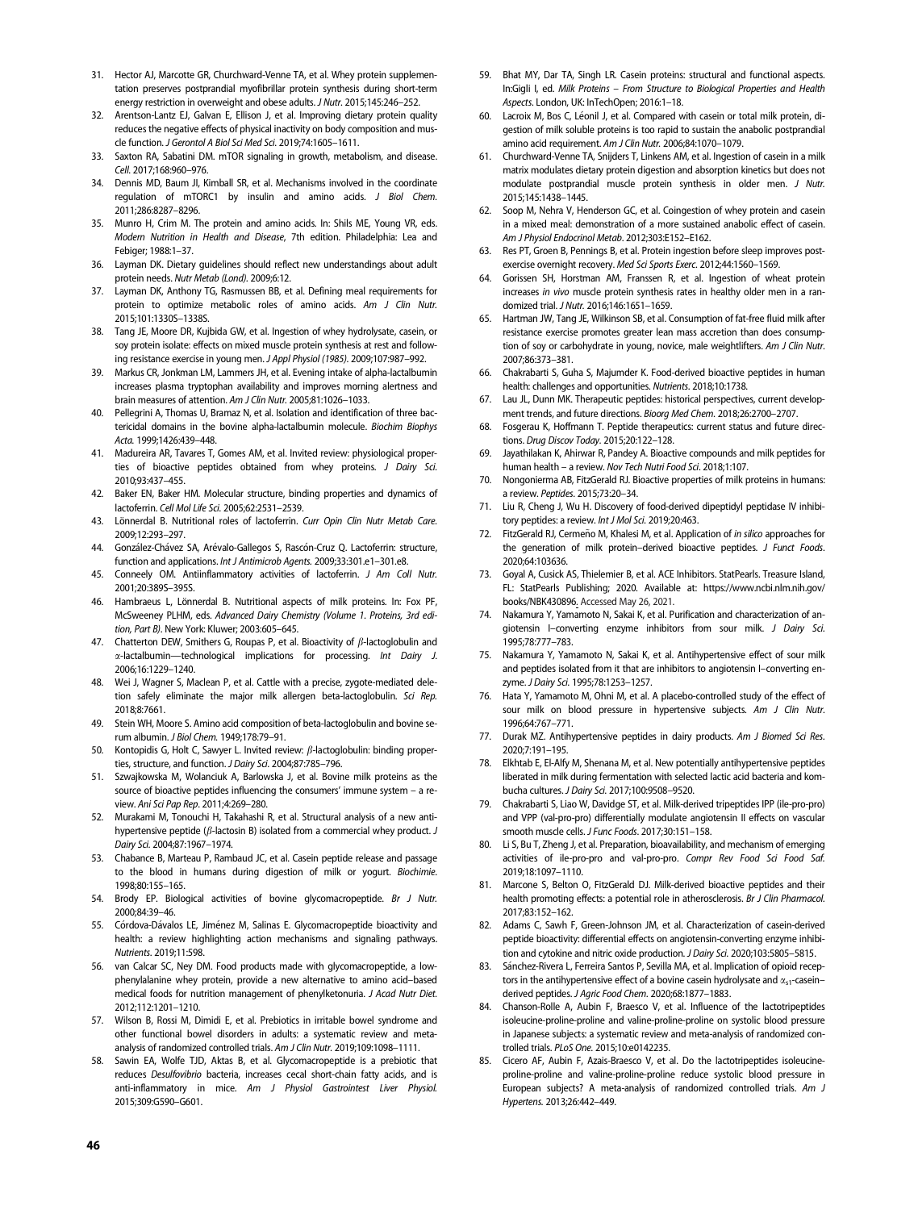31. Hector AJ, Marcotte GR, Churchward-Venne TA, et al. Whey protein supplementation preserves postprandial myofibrillar protein synthesis during short-term energy restriction in overweight and obese adults. *J Nutr*. 2015;145:246–252.
32. Arentson-Lantz EJ, Galvan E, Ellison J, et al. Improving dietary protein quality reduces the negative effects of physical inactivity on body composition and muscle function. *J Gerontol A Biol Sci Med Sci*. 2019;74:1605–1611.
33. Saxton RA, Sabatini DM. mTOR signaling in growth, metabolism, and disease. *Cell*. 2017;168:960–976.
34. Dennis MD, Baum JI, Kimball SR, et al. Mechanisms involved in the coordinate regulation of mTORC1 by insulin and amino acids. *J Biol Chem*. 2011;286:8287–8296.
35. Munro H, Crim M. The protein and amino acids. In: Shils ME, Young VR, eds. *Modern Nutrition in Health and Disease*, 7th edition. Philadelphia: Lea and Febiger; 1988:1–37.
36. Layman DK. Dietary guidelines should reflect new understandings about adult protein needs. *Nutr Metab (Lond)*. 2009;6:12.
37. Layman DK, Anthony TG, Rasmussen BB, et al. Defining meal requirements for protein to optimize metabolic roles of amino acids. *Am J Clin Nutr*. 2015;101:1330S–1338S.
38. Tang JE, Moore DR, Kujbida GW, et al. Ingestion of whey hydrolysate, casein, or soy protein isolate: effects on mixed muscle protein synthesis at rest and following resistance exercise in young men. *J Appl Physiol (1985)*. 2009;107:987–992.
39. Markus CR, Jonkman LM, Lammers JH, et al. Evening intake of alpha-lactalbumin increases plasma tryptophan availability and improves morning alertness and brain measures of attention. *Am J Clin Nutr*. 2005;81:1026–1033.
40. Pellegrini A, Thomas U, Bramaz N, et al. Isolation and identification of three bactericidal domains in the bovine alpha-lactalbumin molecule. *Biochim Biophys Acta*. 1999;1426:439–448.
41. Madureira AR, Tavares T, Gomes AM, et al. Invited review: physiological properties of bioactive peptides obtained from whey proteins. *J Dairy Sci*. 2010;93:437–455.
42. Baker EN, Baker HM. Molecular structure, binding properties and dynamics of lactoferrin. *Cell Mol Life Sci*. 2005;62:2531–2539.
43. Lönnerdal B. Nutritional roles of lactoferrin. *Curr Opin Clin Nutr Metab Care*. 2009;12:293–297.
44. González-Chávez SA, Arévalo-Gallegos S, Rascón-Cruz Q. Lactoferrin: structure, function and applications. *Int J Antimicrob Agents*. 2009;33:301.e1–301.e8.
45. Conneely OM. Antiinflammatory activities of lactoferrin. *J Am Coll Nutr*. 2001;20:389S–395S.
46. Hambraeus L, Lönnerdal B. Nutritional aspects of milk proteins. In: Fox PF, McSweeney PLHM, eds. *Advanced Dairy Chemistry (Volume 1. Proteins, 3rd edition, Part B)*. New York: Kluwer; 2003:605–645.
47. Chatterton DEW, Smithers G, Roupas P, et al. Bioactivity of $\beta$-lactoglobulin and $\alpha$-lactalbumin—technological implications for processing. *Int Dairy J*. 2006;16:1229–1240.
48. Wei J, Wagner S, Maclean P, et al. Cattle with a precise, zygote-mediated deletion safely eliminate the major milk allergen beta-lactoglobulin. *Sci Rep*. 2018;8:7661.
49. Stein WH, Moore S. Amino acid composition of beta-lactoglobulin and bovine serum albumin. *J Biol Chem*. 1949;178:79–91.
50. Kontopidis G, Holt C, Sawyer L. Invited review: $\beta$-lactoglobulin: binding properties, structure, and function. *J Dairy Sci*. 2004;87:785–796.
51. Szwajkowska M, Wolanciuk A, Barlowska J, et al. Bovine milk proteins as the source of bioactive peptides influencing the consumers' immune system – a review. *Ani Sci Pap Rep*. 2011;4:269–280.
52. Murakami M, Tonouchi H, Takahashi R, et al. Structural analysis of a new antihypertensive peptide ($\beta$-lactosin B) isolated from a commercial whey product. *J Dairy Sci*. 2004;87:1967–1974.
53. Chabance B, Marteau P, Rambaud JC, et al. Casein peptide release and passage to the blood in humans during digestion of milk or yogurt. *Biochimie*. 1998;80:155–165.
54. Brody EP. Biological activities of bovine glycomacropeptide. *Br J Nutr*. 2000;84:39–46.
55. Córdova-Dávalos LE, Jiménez M, Salinas E. Glycomacropeptide bioactivity and health: a review highlighting action mechanisms and signaling pathways. *Nutrients*. 2019;11:598.
56. van Calcar SC, Ney DM. Food products made with glycomacropeptide, a low-phenylalanine whey protein, provide a new alternative to amino acid–based medical foods for nutrition management of phenylketonuria. *J Acad Nutr Diet*. 2012;112:1201–1210.
57. Wilson B, Rossi M, Dimidi E, et al. Prebiotics in irritable bowel syndrome and other functional bowel disorders in adults: a systematic review and meta-analysis of randomized controlled trials. *Am J Clin Nutr*. 2019;109:1098–1111.
58. Sawin EA, Wolfe TJD, Aktas B, et al. Glycomacropeptide is a prebiotic that reduces *Desulfovibrio* bacteria, increases cecal short-chain fatty acids, and is anti-inflammatory in mice. *Am J Physiol Gastrointest Liver Physiol*. 2015;309:G590–G601.
59. Bhat MY, Dar TA, Singh LR. Casein proteins: structural and functional aspects. In:Gigli I, ed. *Milk Proteins – From Structure to Biological Properties and Health Aspects*. London, UK: InTechOpen; 2016:1–18.
60. Lacroix M, Bos C, Léonil J, et al. Compared with casein or total milk protein, digestion of milk soluble proteins is too rapid to sustain the anabolic postprandial amino acid requirement. *Am J Clin Nutr*. 2006;84:1070–1079.
61. Churchward-Venne TA, Snijders T, Linkens AM, et al. Ingestion of casein in a milk matrix modulates dietary protein digestion and absorption kinetics but does not modulate postprandial muscle protein synthesis in older men. *J Nutr*. 2015;145:1438–1445.
62. Soop M, Nehra V, Henderson GC, et al. Coingestion of whey protein and casein in a mixed meal: demonstration of a more sustained anabolic effect of casein. *Am J Physiol Endocrinol Metab*. 2012;303:E152–E162.
63. Res PT, Groen B, Pennings B, et al. Protein ingestion before sleep improves postexercise overnight recovery. *Med Sci Sports Exerc*. 2012;44:1560–1569.
64. Gorissen SH, Horstman AM, Franssen R, et al. Ingestion of wheat protein increases *in vivo* muscle protein synthesis rates in healthy older men in a randomized trial. *J Nutr*. 2016;146:1651–1659.
65. Hartman JW, Tang JE, Wilkinson SB, et al. Consumption of fat-free fluid milk after resistance exercise promotes greater lean mass accretion than does consumption of soy or carbohydrate in young, novice, male weightlifters. *Am J Clin Nutr*. 2007;86:373–381.
66. Chakrabarti S, Guha S, Majumder K. Food-derived bioactive peptides in human health: challenges and opportunities. *Nutrients*. 2018;10:1738.
67. Lau JL, Dunn MK. Therapeutic peptides: historical perspectives, current development trends, and future directions. *Bioorg Med Chem*. 2018;26:2700–2707.
68. Fosgerau K, Hoffmann T. Peptide therapeutics: current status and future directions. *Drug Discov Today*. 2015;20:122–128.
69. Jayathilakan K, Ahirwar R, Pandey A. Bioactive compounds and milk peptides for human health – a review. *Nov Tech Nutri Food Sci*. 2018;1:107.
70. Nongonierma AB, FitzGerald RJ. Bioactive properties of milk proteins in humans: a review. *Peptides*. 2015;73:20–34.
71. Liu R, Cheng J, Wu H. Discovery of food-derived dipeptidyl peptidase IV inhibitory peptides: a review. *Int J Mol Sci*. 2019;20:463.
72. FitzGerald RJ, Cermeño M, Khalesi M, et al. Application of *in silico* approaches for the generation of milk protein–derived bioactive peptides. *J Funct Foods*. 2020;64:103636.
73. Goyal A, Cusick AS, Thielemier B, et al. ACE Inhibitors. StatPearls. Treasure Island, FL: StatPearls Publishing; 2020. Available at: https://www.ncbi.nlm.nih.gov/books/NBK430896. Accessed May 26, 2021.
74. Nakamura Y, Yamamoto N, Sakai K, et al. Purification and characterization of angiotensin I–converting enzyme inhibitors from sour milk. *J Dairy Sci*. 1995;78:777–783.
75. Nakamura Y, Yamamoto N, Sakai K, et al. Antihypertensive effect of sour milk and peptides isolated from it that are inhibitors to angiotensin I–converting enzyme. *J Dairy Sci*. 1995;78:1253–1257.
76. Hata Y, Yamamoto M, Ohni M, et al. A placebo-controlled study of the effect of sour milk on blood pressure in hypertensive subjects. *Am J Clin Nutr*. 1996;64:767–771.
77. Durak MZ. Antihypertensive peptides in dairy products. *Am J Biomed Sci Res*. 2020;7:191–195.
78. Elkhtab E, El-Alfy M, Shenana M, et al. New potentially antihypertensive peptides liberated in milk during fermentation with selected lactic acid bacteria and kombucha cultures. *J Dairy Sci*. 2017;100:9508–9520.
79. Chakrabarti S, Liao W, Davidge ST, et al. Milk-derived tripeptides IPP (ile-pro-pro) and VPP (val-pro-pro) differentially modulate angiotensin II effects on vascular smooth muscle cells. *J Func Foods*. 2017;30:151–158.
80. Li S, Bu T, Zheng J, et al. Preparation, bioavailability, and mechanism of emerging activities of ile-pro-pro and val-pro-pro. *Compr Rev Food Sci Food Saf*. 2019;18:1097–1110.
81. Marcone S, Belton O, FitzGerald DJ. Milk-derived bioactive peptides and their health promoting effects: a potential role in atherosclerosis. *Br J Clin Pharmacol*. 2017;83:152–162.
82. Adams C, Sawh F, Green-Johnson JM, et al. Characterization of casein-derived peptide bioactivity: differential effects on angiotensin-converting enzyme inhibition and cytokine and nitric oxide production. *J Dairy Sci*. 2020;103:5805–5815.
83. Sánchez-Rivera L, Ferreira Santos P, Sevilla MA, et al. Implication of opioid receptors in the antihypertensive effect of a bovine casein hydrolysate and $\alpha_{s1}$-casein–derived peptides. *J Agric Food Chem*. 2020;68:1877–1883.
84. Chanson-Rolle A, Aubin F, Braesco V, et al. Influence of the lactotripeptides isoleucine-proline-proline and valine-proline-proline on systolic blood pressure in Japanese subjects: a systematic review and meta-analysis of randomized controlled trials. *PLoS One*. 2015;10:e0142235.
85. Cicero AF, Aubin F, Azais-Braesco V, et al. Do the lactotripeptides isoleucine-proline-proline and valine-proline-proline reduce systolic blood pressure in European subjects? A meta-analysis of randomized controlled trials. *Am J Hypertens*. 2013;26:442–449.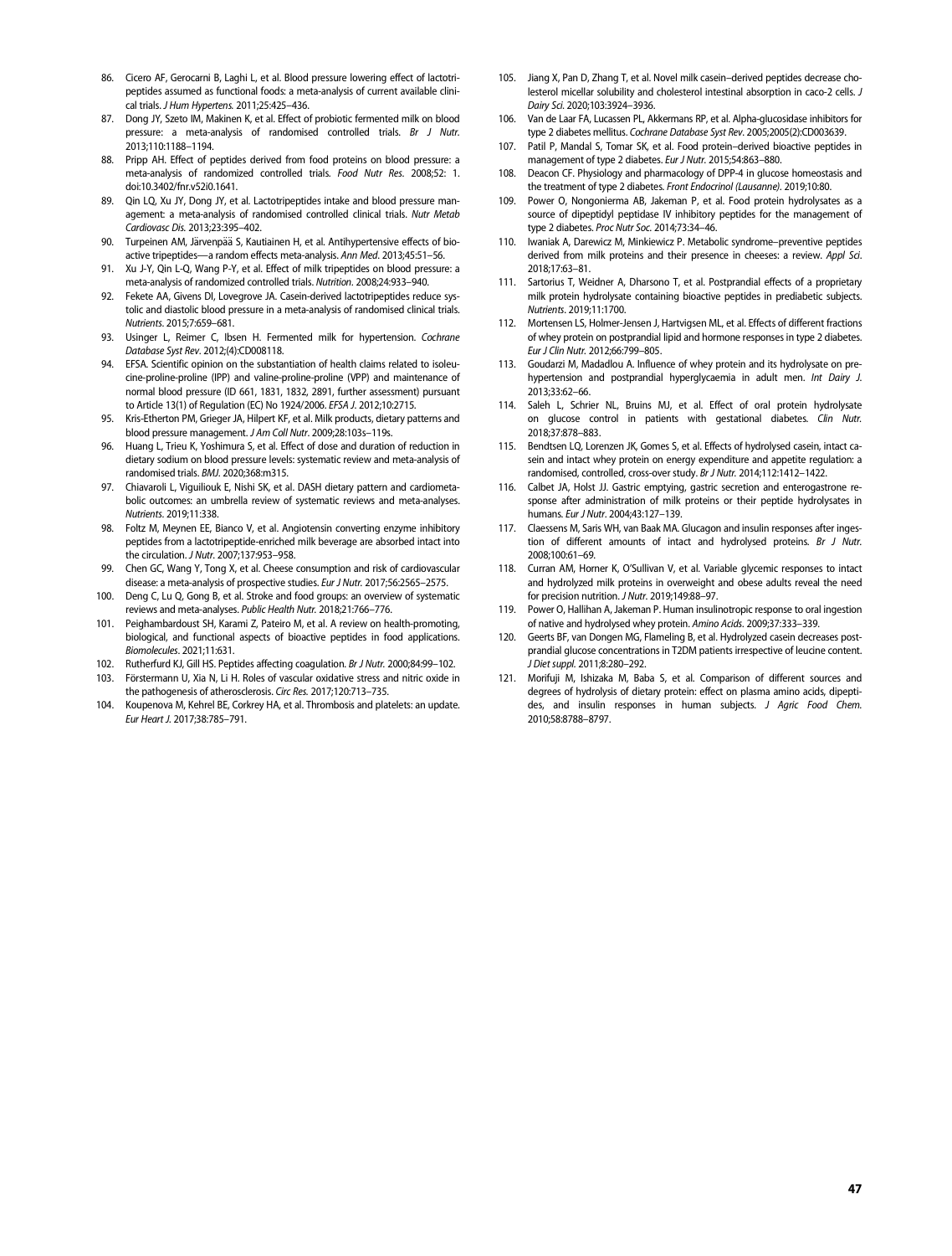86. Cicero AF, Gerocarni B, Laghi L, et al. Blood pressure lowering effect of lactotripeptides assumed as functional foods: a meta-analysis of current available clinical trials. *J Hum Hypertens.* 2011;25:425–436.
87. Dong JY, Szeto IM, Makinen K, et al. Effect of probiotic fermented milk on blood pressure: a meta-analysis of randomised controlled trials. *Br J Nutr.* 2013;110:1188–1194.
88. Pripp AH. Effect of peptides derived from food proteins on blood pressure: a meta-analysis of randomized controlled trials. *Food Nutr Res.* 2008;52: 1. doi:10.3402/fnr.v52i0.1641.
89. Qin LQ, Xu JY, Dong JY, et al. Lactotripeptides intake and blood pressure management: a meta-analysis of randomised controlled clinical trials. *Nutr Metab Cardiovasc Dis.* 2013;23:395–402.
90. Turpeinen AM, Järvenpää S, Kautiainen H, et al. Antihypertensive effects of bioactive tripeptides—a random effects meta-analysis. *Ann Med.* 2013;45:51–56.
91. Xu J-Y, Qin L-Q, Wang P-Y, et al. Effect of milk tripeptides on blood pressure: a meta-analysis of randomized controlled trials. *Nutrition.* 2008;24:933–940.
92. Fekete AA, Givens DI, Lovegrove JA. Casein-derived lactotripeptides reduce systolic and diastolic blood pressure in a meta-analysis of randomised clinical trials. *Nutrients.* 2015;7:659–681.
93. Usinger L, Reimer C, Ibsen H. Fermented milk for hypertension. *Cochrane Database Syst Rev.* 2012;(4):CD008118.
94. EFSA. Scientific opinion on the substantiation of health claims related to isoleucine-proline-proline (IPP) and valine-proline-proline (VPP) and maintenance of normal blood pressure (ID 661, 1831, 1832, 2891, further assessment) pursuant to Article 13(1) of Regulation (EC) No 1924/2006. *EFSA J.* 2012;10:2715.
95. Kris-Etherton PM, Grieger JA, Hilpert KF, et al. Milk products, dietary patterns and blood pressure management. *J Am Coll Nutr.* 2009;28:103s–119s.
96. Huang L, Trieu K, Yoshimura S, et al. Effect of dose and duration of reduction in dietary sodium on blood pressure levels: systematic review and meta-analysis of randomised trials. *BMJ.* 2020;368:m315.
97. Chiavaroli L, Viguiliouk E, Nishi SK, et al. DASH dietary pattern and cardiometabolic outcomes: an umbrella review of systematic reviews and meta-analyses. *Nutrients.* 2019;11:338.
98. Foltz M, Meynen EE, Bianco V, et al. Angiotensin converting enzyme inhibitory peptides from a lactotripeptide-enriched milk beverage are absorbed intact into the circulation. *J Nutr.* 2007;137:953–958.
99. Chen GC, Wang Y, Tong X, et al. Cheese consumption and risk of cardiovascular disease: a meta-analysis of prospective studies. *Eur J Nutr.* 2017;56:2565–2575.
100. Deng C, Lu Q, Gong B, et al. Stroke and food groups: an overview of systematic reviews and meta-analyses. *Public Health Nutr.* 2018;21:766–776.
101. Peighambardoust SH, Karami Z, Pateiro M, et al. A review on health-promoting, biological, and functional aspects of bioactive peptides in food applications. *Biomolecules.* 2021;11:631.
102. Rutherfurd KJ, Gill HS. Peptides affecting coagulation. *Br J Nutr.* 2000;84:99–102.
103. Förstermann U, Xia N, Li H. Roles of vascular oxidative stress and nitric oxide in the pathogenesis of atherosclerosis. *Circ Res.* 2017;120:713–735.
104. Koupenova M, Kehrel BE, Corkrey HA, et al. Thrombosis and platelets: an update. *Eur Heart J.* 2017;38:785–791.
105. Jiang X, Pan D, Zhang T, et al. Novel milk casein–derived peptides decrease cholesterol micellar solubility and cholesterol intestinal absorption in caco-2 cells. *J Dairy Sci.* 2020;103:3924–3936.
106. Van de Laar FA, Lucassen PL, Akkermans RP, et al. Alpha-glucosidase inhibitors for type 2 diabetes mellitus. *Cochrane Database Syst Rev.* 2005;2005(2):CD003639.
107. Patil P, Mandal S, Tomar SK, et al. Food protein–derived bioactive peptides in management of type 2 diabetes. *Eur J Nutr.* 2015;54:863–880.
108. Deacon CF. Physiology and pharmacology of DPP-4 in glucose homeostasis and the treatment of type 2 diabetes. *Front Endocrinol (Lausanne).* 2019;10:80.
109. Power O, Nongonierma AB, Jakeman P, et al. Food protein hydrolysates as a source of dipeptidyl peptidase IV inhibitory peptides for the management of type 2 diabetes. *Proc Nutr Soc.* 2014;73:34–46.
110. Iwaniak A, Darewicz M, Minkiewicz P. Metabolic syndrome–preventive peptides derived from milk proteins and their presence in cheeses: a review. *Appl Sci.* 2018;17:63–81.
111. Sartorius T, Weidner A, Dharsono T, et al. Postprandial effects of a proprietary milk protein hydrolysate containing bioactive peptides in prediabetic subjects. *Nutrients.* 2019;11:1700.
112. Mortensen LS, Holmer-Jensen J, Hartvigsen ML, et al. Effects of different fractions of whey protein on postprandial lipid and hormone responses in type 2 diabetes. *Eur J Clin Nutr.* 2012;66:799–805.
113. Goudarzi M, Madadlou A. Influence of whey protein and its hydrolysate on prehypertension and postprandial hyperglycaemia in adult men. *Int Dairy J.* 2013;33:62–66.
114. Saleh L, Schrier NL, Bruins MJ, et al. Effect of oral protein hydrolysate on glucose control in patients with gestational diabetes. *Clin Nutr.* 2018;37:878–883.
115. Bendtsen LQ, Lorenzen JK, Gomes S, et al. Effects of hydrolysed casein, intact casein and intact whey protein on energy expenditure and appetite regulation: a randomised, controlled, cross-over study. *Br J Nutr.* 2014;112:1412–1422.
116. Calbet JA, Holst JJ. Gastric emptying, gastric secretion and enterogastrone response after administration of milk proteins or their peptide hydrolysates in humans. *Eur J Nutr.* 2004;43:127–139.
117. Claessens M, Saris WH, van Baak MA. Glucagon and insulin responses after ingestion of different amounts of intact and hydrolysed proteins. *Br J Nutr.* 2008;100:61–69.
118. Curran AM, Horner K, O'Sullivan V, et al. Variable glycemic responses to intact and hydrolyzed milk proteins in overweight and obese adults reveal the need for precision nutrition. *J Nutr.* 2019;149:88–97.
119. Power O, Hallihan A, Jakeman P. Human insulinotropic response to oral ingestion of native and hydrolysed whey protein. *Amino Acids.* 2009;37:333–339.
120. Geerts BF, van Dongen MG, Flameling B, et al. Hydrolyzed casein decreases postprandial glucose concentrations in T2DM patients irrespective of leucine content. *J Diet suppl.* 2011;8:280–292.
121. Morifuji M, Ishizaka M, Baba S, et al. Comparison of different sources and degrees of hydrolysis of dietary protein: effect on plasma amino acids, dipeptides, and insulin responses in human subjects. *J Agric Food Chem.* 2010;58:8788–8797.